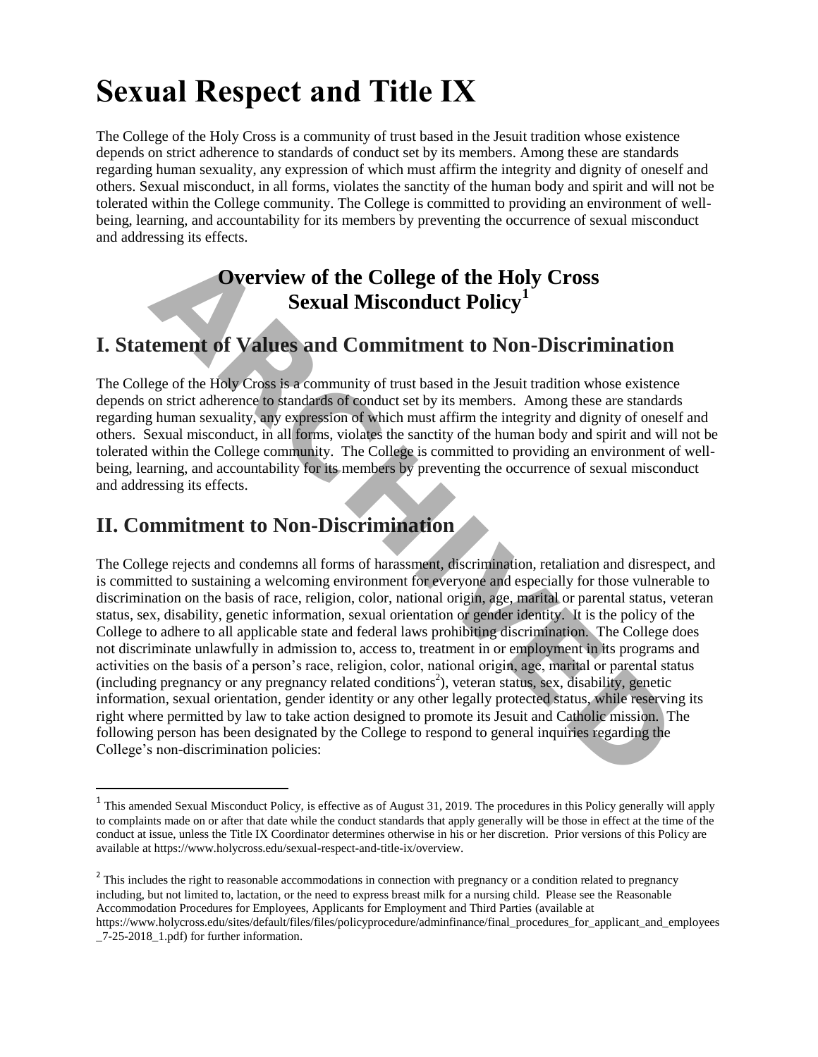# Sexual Respect and Title IX

The College of the Holy Cross is a community of trust based in the Jesuit tradition whose existence depends on strict adherence to standards of conduct set by its members. Among these are standards regarding human sexuality, any expression of which must affirm the integrity and dignity of oneself and others. Sexual misconduct, in all forms, violates the sanctity of the human body and spirit and will not be tolerated within the College community. The College is committed to providing an environment of well-being, learning, and accountability for its members by preventing the occurrence of sexual misconduct and addressing its effects.

## Overview of the College of the Holy Cross Sexual Misconduct Policy[1]

## I. Statement of Values and Commitment to Non-Discrimination

The College of the Holy Cross is a community of trust based in the Jesuit tradition whose existence depends on strict adherence to standards of conduct set by its members. Among these are standards regarding human sexuality, any expression of which must affirm the integrity and dignity of oneself and others. Sexual misconduct, in all forms, violates the sanctity of the human body and spirit and will not be tolerated within the College community. The College is committed to providing an environment of well-being, learning, and accountability for its members by preventing the occurrence of sexual misconduct and addressing its effects.

## II. Commitment to Non-Discrimination

The College rejects and condemns all forms of harassment, discrimination, retaliation and disrespect, and is committed to sustaining a welcoming environment for everyone and especially for those vulnerable to discrimination on the basis of race, religion, color, national origin, age, marital or parental status, veteran status, sex, disability, genetic information, sexual orientation or gender identity. It is the policy of the College to adhere to all applicable state and federal laws prohibiting discrimination. The College does not discriminate unlawfully in admission to, access to, treatment in or employment in its programs and activities on the basis of a person's race, religion, color, national origin, age, marital or parental status (including pregnancy or any pregnancy related conditions[2]), veteran status, sex, disability, genetic information, sexual orientation, gender identity or any other legally protected status, while reserving its right where permitted by law to take action designed to promote its Jesuit and Catholic mission. The following person has been designated by the College to respond to general inquiries regarding the College's non-discrimination policies:

---

[1] This amended Sexual Misconduct Policy, is effective as of August 31, 2019. The procedures in this Policy generally will apply to complaints made on or after that date while the conduct standards that apply generally will be those in effect at the time of the conduct at issue, unless the Title IX Coordinator determines otherwise in his or her discretion. Prior versions of this Policy are available at https://www.holycross.edu/sexual-respect-and-title-ix/overview.

[2] This includes the right to reasonable accommodations in connection with pregnancy or a condition related to pregnancy including, but not limited to, lactation, or the need to express breast milk for a nursing child. Please see the Reasonable Accommodation Procedures for Employees, Applicants for Employment and Third Parties (available at https://www.holycross.edu/sites/default/files/files/policyprocedure/adminfinance/final_procedures_for_applicant_and_employees_7-25-2018_1.pdf) for further information.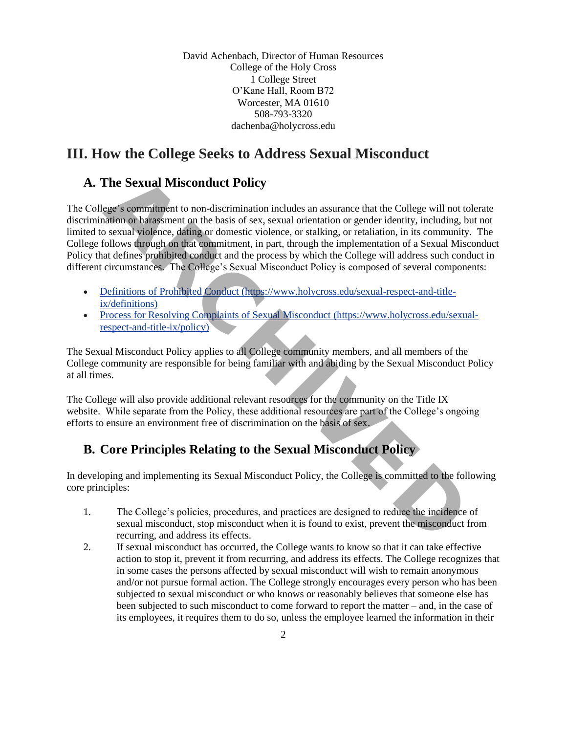David Achenbach, Director of Human Resources
College of the Holy Cross
1 College Street
O'Kane Hall, Room B72
Worcester, MA 01610
508-793-3320
dachenba@holycross.edu

# III. How the College Seeks to Address Sexual Misconduct

## A. The Sexual Misconduct Policy

The College's commitment to non-discrimination includes an assurance that the College will not tolerate discrimination or harassment on the basis of sex, sexual orientation or gender identity, including, but not limited to sexual violence, dating or domestic violence, or stalking, or retaliation, in its community. The College follows through on that commitment, in part, through the implementation of a Sexual Misconduct Policy that defines prohibited conduct and the process by which the College will address such conduct in different circumstances. The College's Sexual Misconduct Policy is composed of several components:

- [Definitions of Prohibited Conduct (https://www.holycross.edu/sexual-respect-and-title-ix/definitions)](https://www.holycross.edu/sexual-respect-and-title-ix/definitions)
- [Process for Resolving Complaints of Sexual Misconduct (https://www.holycross.edu/sexual-respect-and-title-ix/policy)](https://www.holycross.edu/sexual-respect-and-title-ix/policy)

The Sexual Misconduct Policy applies to all College community members, and all members of the College community are responsible for being familiar with and abiding by the Sexual Misconduct Policy at all times.

The College will also provide additional relevant resources for the community on the Title IX website. While separate from the Policy, these additional resources are part of the College's ongoing efforts to ensure an environment free of discrimination on the basis of sex.

## B. Core Principles Relating to the Sexual Misconduct Policy

In developing and implementing its Sexual Misconduct Policy, the College is committed to the following core principles:

1. The College's policies, procedures, and practices are designed to reduce the incidence of sexual misconduct, stop misconduct when it is found to exist, prevent the misconduct from recurring, and address its effects.
2. If sexual misconduct has occurred, the College wants to know so that it can take effective action to stop it, prevent it from recurring, and address its effects. The College recognizes that in some cases the persons affected by sexual misconduct will wish to remain anonymous and/or not pursue formal action. The College strongly encourages every person who has been subjected to sexual misconduct or who knows or reasonably believes that someone else has been subjected to such misconduct to come forward to report the matter – and, in the case of its employees, it requires them to do so, unless the employee learned the information in their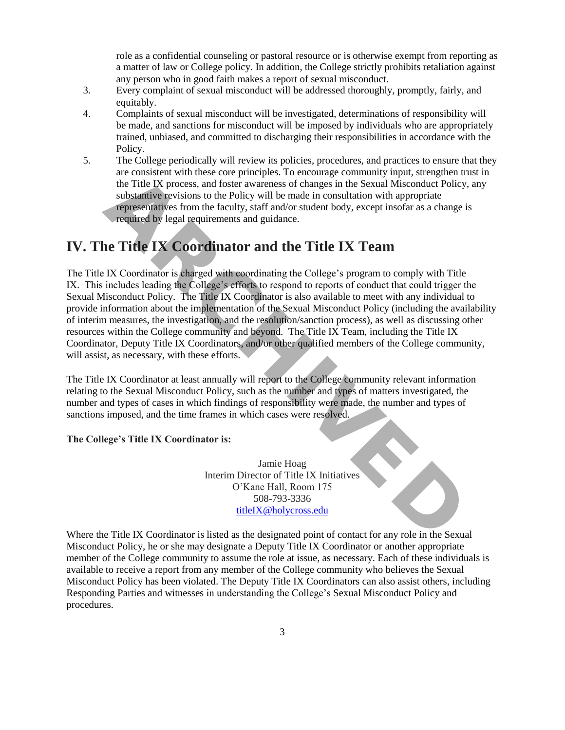role as a confidential counseling or pastoral resource or is otherwise exempt from reporting as a matter of law or College policy. In addition, the College strictly prohibits retaliation against any person who in good faith makes a report of sexual misconduct.

3. Every complaint of sexual misconduct will be addressed thoroughly, promptly, fairly, and equitably.
4. Complaints of sexual misconduct will be investigated, determinations of responsibility will be made, and sanctions for misconduct will be imposed by individuals who are appropriately trained, unbiased, and committed to discharging their responsibilities in accordance with the Policy.
5. The College periodically will review its policies, procedures, and practices to ensure that they are consistent with these core principles. To encourage community input, strengthen trust in the Title IX process, and foster awareness of changes in the Sexual Misconduct Policy, any substantive revisions to the Policy will be made in consultation with appropriate representatives from the faculty, staff and/or student body, except insofar as a change is required by legal requirements and guidance.

# IV. The Title IX Coordinator and the Title IX Team

The Title IX Coordinator is charged with coordinating the College's program to comply with Title IX. This includes leading the College's efforts to respond to reports of conduct that could trigger the Sexual Misconduct Policy. The Title IX Coordinator is also available to meet with any individual to provide information about the implementation of the Sexual Misconduct Policy (including the availability of interim measures, the investigation, and the resolution/sanction process), as well as discussing other resources within the College community and beyond. The Title IX Team, including the Title IX Coordinator, Deputy Title IX Coordinators, and/or other qualified members of the College community, will assist, as necessary, with these efforts.

The Title IX Coordinator at least annually will report to the College community relevant information relating to the Sexual Misconduct Policy, such as the number and types of matters investigated, the number and types of cases in which findings of responsibility were made, the number and types of sanctions imposed, and the time frames in which cases were resolved.

**The College's Title IX Coordinator is:**

Jamie Hoag
Interim Director of Title IX Initiatives
O'Kane Hall, Room 175
508-793-3336
titleIX@holycross.edu

Where the Title IX Coordinator is listed as the designated point of contact for any role in the Sexual Misconduct Policy, he or she may designate a Deputy Title IX Coordinator or another appropriate member of the College community to assume the role at issue, as necessary. Each of these individuals is available to receive a report from any member of the College community who believes the Sexual Misconduct Policy has been violated. The Deputy Title IX Coordinators can also assist others, including Responding Parties and witnesses in understanding the College's Sexual Misconduct Policy and procedures.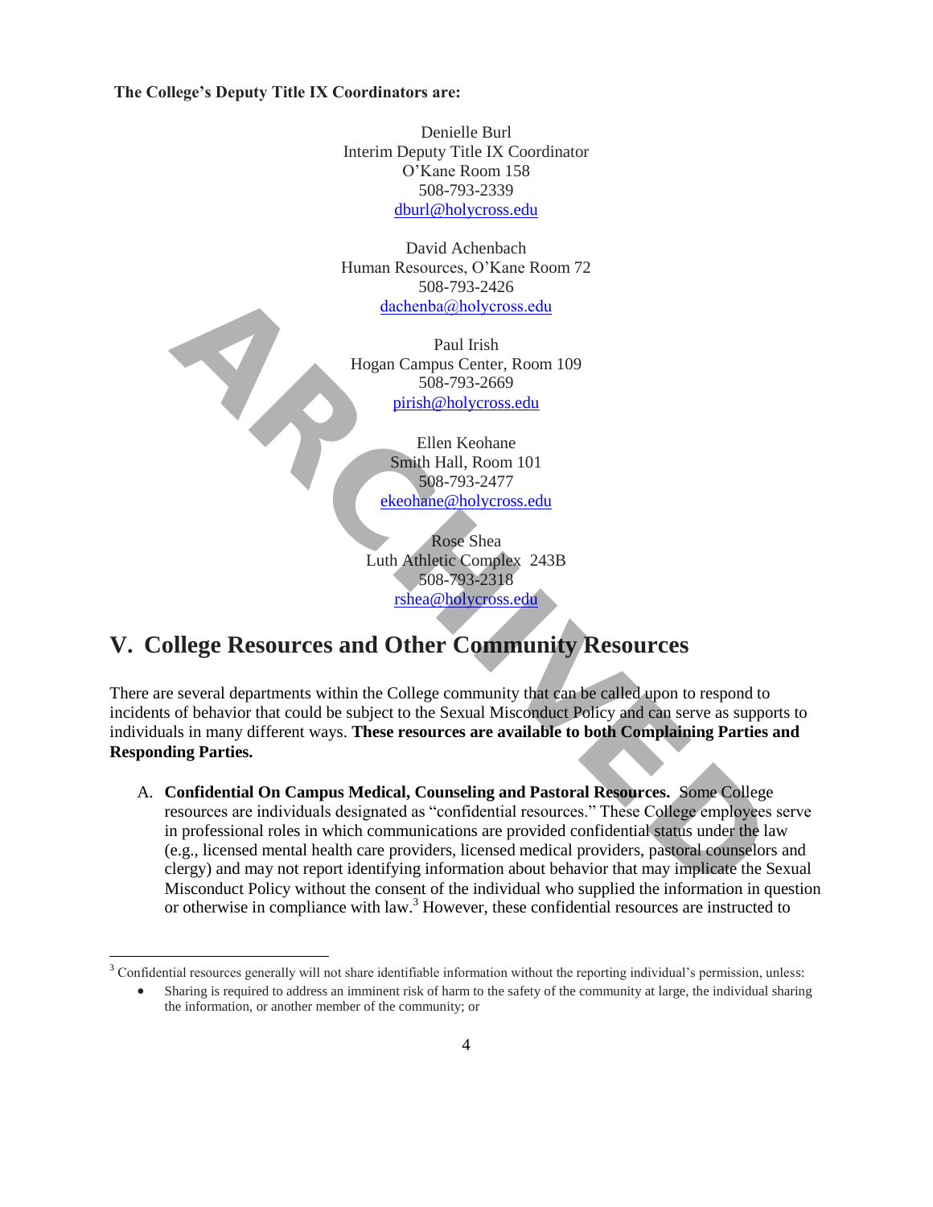**The College's Deputy Title IX Coordinators are:**

Denielle Burl
Interim Deputy Title IX Coordinator
O'Kane Room 158
508-793-2339
dburl@holycross.edu

David Achenbach
Human Resources, O'Kane Room 72
508-793-2426
dachenba@holycross.edu

Paul Irish
Hogan Campus Center, Room 109
508-793-2669
pirish@holycross.edu

Ellen Keohane
Smith Hall, Room 101
508-793-2477
ekeohane@holycross.edu

Rose Shea
Luth Athletic Complex 243B
508-793-2318
rshea@holycross.edu

# V. College Resources and Other Community Resources

There are several departments within the College community that can be called upon to respond to incidents of behavior that could be subject to the Sexual Misconduct Policy and can serve as supports to individuals in many different ways. **These resources are available to both Complaining Parties and Responding Parties.**

A. **Confidential On Campus Medical, Counseling and Pastoral Resources.** Some College resources are individuals designated as "confidential resources." These College employees serve in professional roles in which communications are provided confidential status under the law (e.g., licensed mental health care providers, licensed medical providers, pastoral counselors and clergy) and may not report identifying information about behavior that may implicate the Sexual Misconduct Policy without the consent of the individual who supplied the information in question or otherwise in compliance with law.[3] However, these confidential resources are instructed to

---

[3] Confidential resources generally will not share identifiable information without the reporting individual's permission, unless:

- Sharing is required to address an imminent risk of harm to the safety of the community at large, the individual sharing the information, or another member of the community; or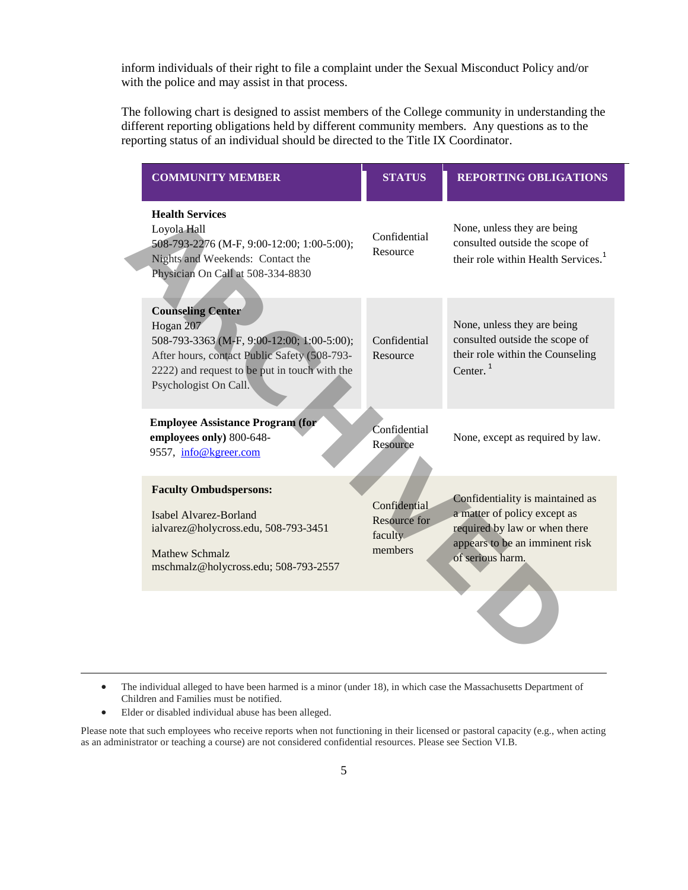inform individuals of their right to file a complaint under the Sexual Misconduct Policy and/or with the police and may assist in that process.

The following chart is designed to assist members of the College community in understanding the different reporting obligations held by different community members. Any questions as to the reporting status of an individual should be directed to the Title IX Coordinator.

| COMMUNITY MEMBER | STATUS | REPORTING OBLIGATIONS |
|---|---|---|
| **Health Services**<br>Loyola Hall<br>508-793-2276 (M-F, 9:00-12:00; 1:00-5:00);<br>Nights and Weekends: Contact the Physician On Call at 508-334-8830 | Confidential Resource | None, unless they are being consulted outside the scope of their role within Health Services.[1] |
| **Counseling Center**<br>Hogan 207<br>508-793-3363 (M-F, 9:00-12:00; 1:00-5:00);<br>After hours, contact Public Safety (508-793-2222) and request to be put in touch with the Psychologist On Call. | Confidential Resource | None, unless they are being consulted outside the scope of their role within the Counseling Center.[1] |
| **Employee Assistance Program (for employees only)** 800-648-9557, info@kgreer.com | Confidential Resource | None, except as required by law. |
| **Faculty Ombudspersons:**<br><br>Isabel Alvarez-Borland<br>ialvarez@holycross.edu, 508-793-3451<br><br>Mathew Schmalz<br>mschmalz@holycross.edu; 508-793-2557 | Confidential Resource for faculty members | Confidentiality is maintained as a matter of policy except as required by law or when there appears to be an imminent risk of serious harm. |

---

- The individual alleged to have been harmed is a minor (under 18), in which case the Massachusetts Department of Children and Families must be notified.
- Elder or disabled individual abuse has been alleged.

Please note that such employees who receive reports when not functioning in their licensed or pastoral capacity (e.g., when acting as an administrator or teaching a course) are not considered confidential resources. Please see Section VI.B.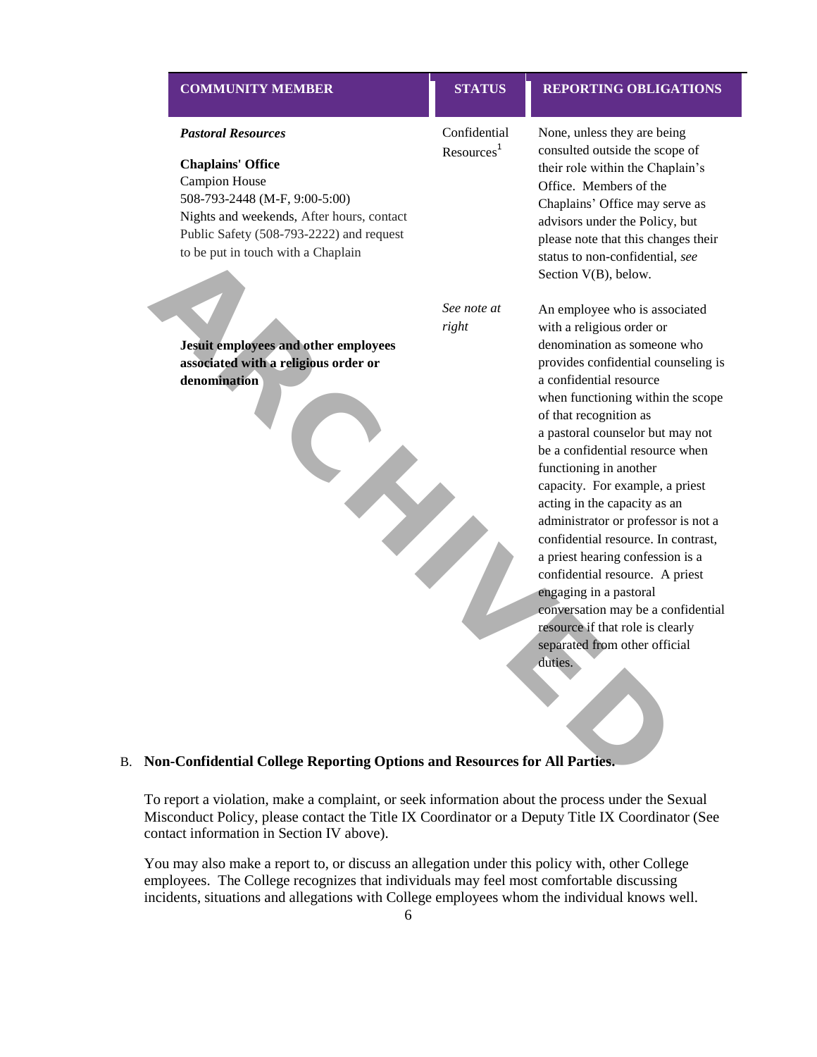| COMMUNITY MEMBER | STATUS | REPORTING OBLIGATIONS |
| --- | --- | --- |
| ***Pastoral Resources*** <br><br> **Chaplains' Office** <br> Campion House <br> 508-793-2448 (M-F, 9:00-5:00) <br> Nights and weekends, After hours, contact Public Safety (508-793-2222) and request to be put in touch with a Chaplain | Confidential Resources[1] | None, unless they are being consulted outside the scope of their role within the Chaplain's Office. Members of the Chaplains' Office may serve as advisors under the Policy, but please note that this changes their status to non-confidential, *see* Section V(B), below. |
| **Jesuit employees and other employees associated with a religious order or denomination** | *See note at right* | An employee who is associated with a religious order or denomination as someone who provides confidential counseling is a confidential resource when functioning within the scope of that recognition as a pastoral counselor but may not be a confidential resource when functioning in another capacity. For example, a priest acting in the capacity as an administrator or professor is not a confidential resource. In contrast, a priest hearing confession is a confidential resource. A priest engaging in a pastoral conversation may be a confidential resource if that role is clearly separated from other official duties. |

B. **Non-Confidential College Reporting Options and Resources for All Parties.**

To report a violation, make a complaint, or seek information about the process under the Sexual Misconduct Policy, please contact the Title IX Coordinator or a Deputy Title IX Coordinator (See contact information in Section IV above).

You may also make a report to, or discuss an allegation under this policy with, other College employees. The College recognizes that individuals may feel most comfortable discussing incidents, situations and allegations with College employees whom the individual knows well.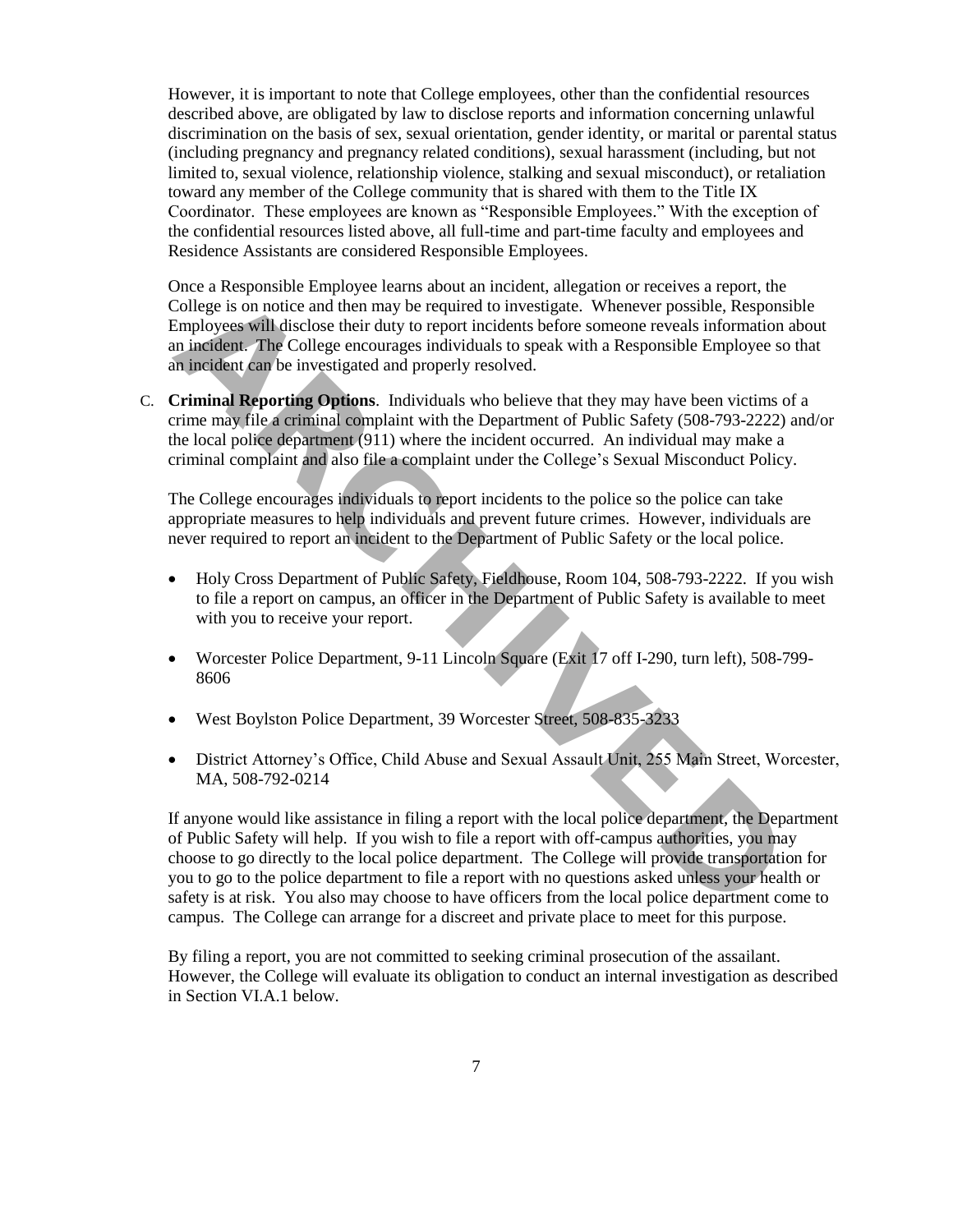However, it is important to note that College employees, other than the confidential resources described above, are obligated by law to disclose reports and information concerning unlawful discrimination on the basis of sex, sexual orientation, gender identity, or marital or parental status (including pregnancy and pregnancy related conditions), sexual harassment (including, but not limited to, sexual violence, relationship violence, stalking and sexual misconduct), or retaliation toward any member of the College community that is shared with them to the Title IX Coordinator. These employees are known as "Responsible Employees." With the exception of the confidential resources listed above, all full-time and part-time faculty and employees and Residence Assistants are considered Responsible Employees.

Once a Responsible Employee learns about an incident, allegation or receives a report, the College is on notice and then may be required to investigate. Whenever possible, Responsible Employees will disclose their duty to report incidents before someone reveals information about an incident. The College encourages individuals to speak with a Responsible Employee so that an incident can be investigated and properly resolved.

C. **Criminal Reporting Options**. Individuals who believe that they may have been victims of a crime may file a criminal complaint with the Department of Public Safety (508-793-2222) and/or the local police department (911) where the incident occurred. An individual may make a criminal complaint and also file a complaint under the College's Sexual Misconduct Policy.

The College encourages individuals to report incidents to the police so the police can take appropriate measures to help individuals and prevent future crimes. However, individuals are never required to report an incident to the Department of Public Safety or the local police.

- Holy Cross Department of Public Safety, Fieldhouse, Room 104, 508-793-2222. If you wish to file a report on campus, an officer in the Department of Public Safety is available to meet with you to receive your report.
- Worcester Police Department, 9-11 Lincoln Square (Exit 17 off I-290, turn left), 508-799-8606
- West Boylston Police Department, 39 Worcester Street, 508-835-3233
- District Attorney's Office, Child Abuse and Sexual Assault Unit, 255 Main Street, Worcester, MA, 508-792-0214

If anyone would like assistance in filing a report with the local police department, the Department of Public Safety will help. If you wish to file a report with off-campus authorities, you may choose to go directly to the local police department. The College will provide transportation for you to go to the police department to file a report with no questions asked unless your health or safety is at risk. You also may choose to have officers from the local police department come to campus. The College can arrange for a discreet and private place to meet for this purpose.

By filing a report, you are not committed to seeking criminal prosecution of the assailant. However, the College will evaluate its obligation to conduct an internal investigation as described in Section VI.A.1 below.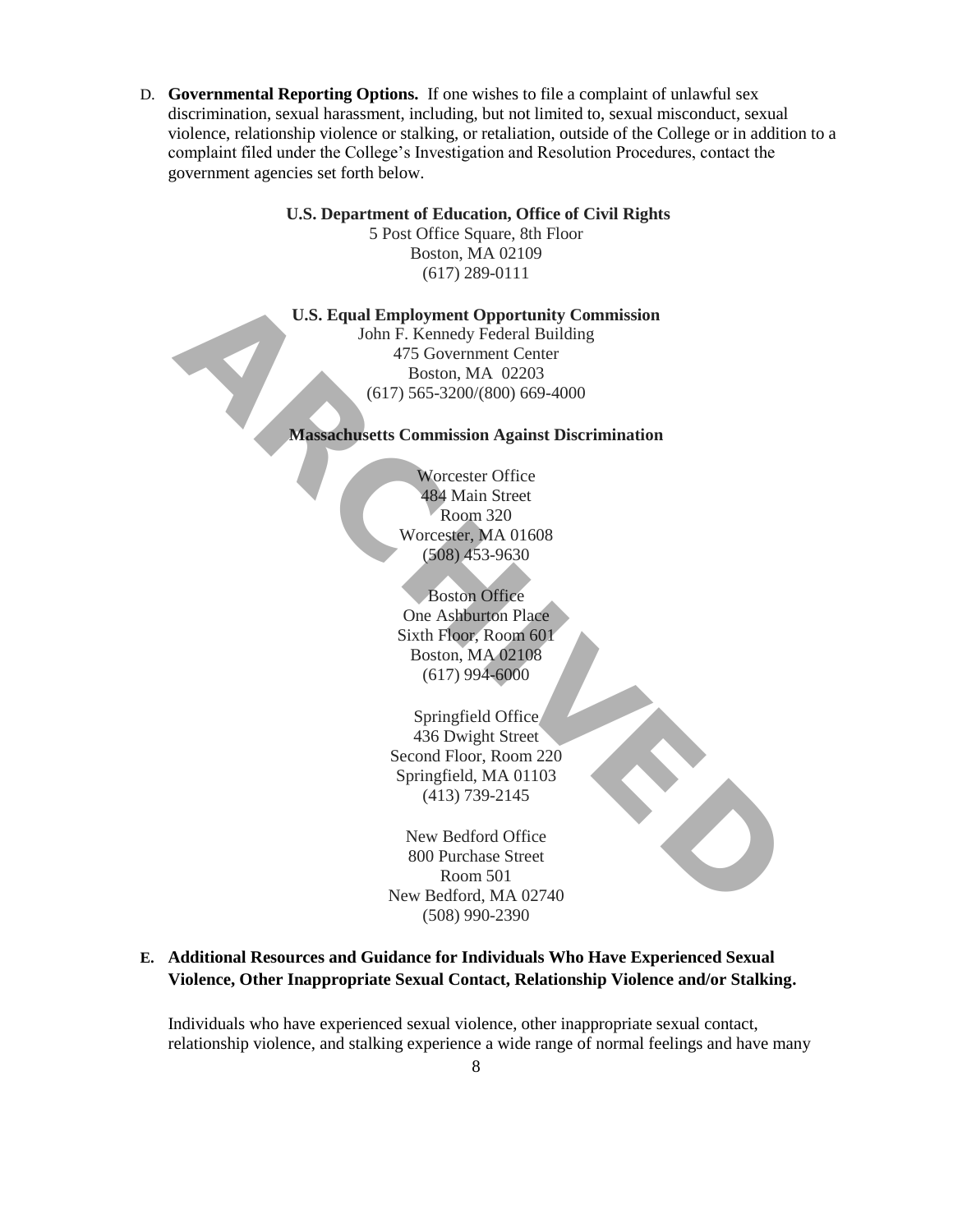D. **Governmental Reporting Options.** If one wishes to file a complaint of unlawful sex discrimination, sexual harassment, including, but not limited to, sexual misconduct, sexual violence, relationship violence or stalking, or retaliation, outside of the College or in addition to a complaint filed under the College's Investigation and Resolution Procedures, contact the government agencies set forth below.

**U.S. Department of Education, Office of Civil Rights**
5 Post Office Square, 8th Floor
Boston, MA 02109
(617) 289-0111

**U.S. Equal Employment Opportunity Commission**
John F. Kennedy Federal Building
475 Government Center
Boston, MA 02203
(617) 565-3200/(800) 669-4000

**Massachusetts Commission Against Discrimination**

Worcester Office
484 Main Street
Room 320
Worcester, MA 01608
(508) 453-9630

Boston Office
One Ashburton Place
Sixth Floor, Room 601
Boston, MA 02108
(617) 994-6000

Springfield Office
436 Dwight Street
Second Floor, Room 220
Springfield, MA 01103
(413) 739-2145

New Bedford Office
800 Purchase Street
Room 501
New Bedford, MA 02740
(508) 990-2390

E. **Additional Resources and Guidance for Individuals Who Have Experienced Sexual Violence, Other Inappropriate Sexual Contact, Relationship Violence and/or Stalking.**

Individuals who have experienced sexual violence, other inappropriate sexual contact, relationship violence, and stalking experience a wide range of normal feelings and have many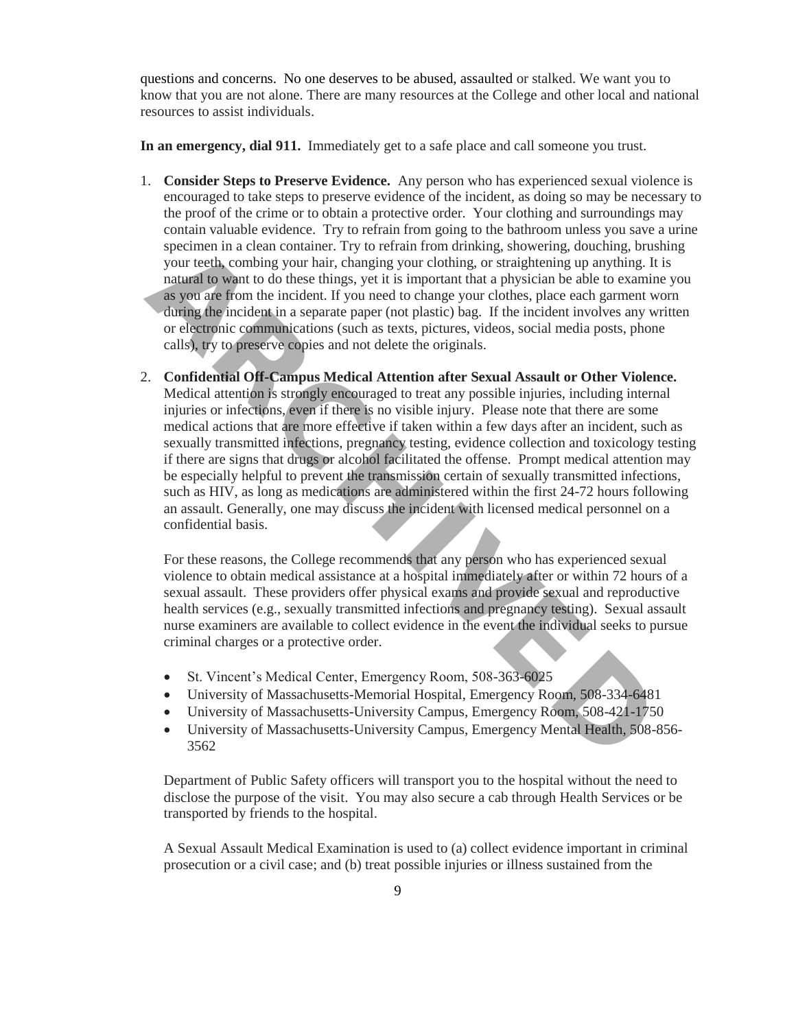questions and concerns. No one deserves to be abused, assaulted or stalked. We want you to know that you are not alone. There are many resources at the College and other local and national resources to assist individuals.

**In an emergency, dial 911.** Immediately get to a safe place and call someone you trust.

1. **Consider Steps to Preserve Evidence.** Any person who has experienced sexual violence is encouraged to take steps to preserve evidence of the incident, as doing so may be necessary to the proof of the crime or to obtain a protective order. Your clothing and surroundings may contain valuable evidence. Try to refrain from going to the bathroom unless you save a urine specimen in a clean container. Try to refrain from drinking, showering, douching, brushing your teeth, combing your hair, changing your clothing, or straightening up anything. It is natural to want to do these things, yet it is important that a physician be able to examine you as you are from the incident. If you need to change your clothes, place each garment worn during the incident in a separate paper (not plastic) bag. If the incident involves any written or electronic communications (such as texts, pictures, videos, social media posts, phone calls), try to preserve copies and not delete the originals.

2. **Confidential Off-Campus Medical Attention after Sexual Assault or Other Violence.** Medical attention is strongly encouraged to treat any possible injuries, including internal injuries or infections, even if there is no visible injury. Please note that there are some medical actions that are more effective if taken within a few days after an incident, such as sexually transmitted infections, pregnancy testing, evidence collection and toxicology testing if there are signs that drugs or alcohol facilitated the offense. Prompt medical attention may be especially helpful to prevent the transmission certain of sexually transmitted infections, such as HIV, as long as medications are administered within the first 24-72 hours following an assault. Generally, one may discuss the incident with licensed medical personnel on a confidential basis.

   For these reasons, the College recommends that any person who has experienced sexual violence to obtain medical assistance at a hospital immediately after or within 72 hours of a sexual assault. These providers offer physical exams and provide sexual and reproductive health services (e.g., sexually transmitted infections and pregnancy testing). Sexual assault nurse examiners are available to collect evidence in the event the individual seeks to pursue criminal charges or a protective order.

   - St. Vincent's Medical Center, Emergency Room, 508-363-6025
   - University of Massachusetts-Memorial Hospital, Emergency Room, 508-334-6481
   - University of Massachusetts-University Campus, Emergency Room, 508-421-1750
   - University of Massachusetts-University Campus, Emergency Mental Health, 508-856-3562

   Department of Public Safety officers will transport you to the hospital without the need to disclose the purpose of the visit. You may also secure a cab through Health Services or be transported by friends to the hospital.

   A Sexual Assault Medical Examination is used to (a) collect evidence important in criminal prosecution or a civil case; and (b) treat possible injuries or illness sustained from the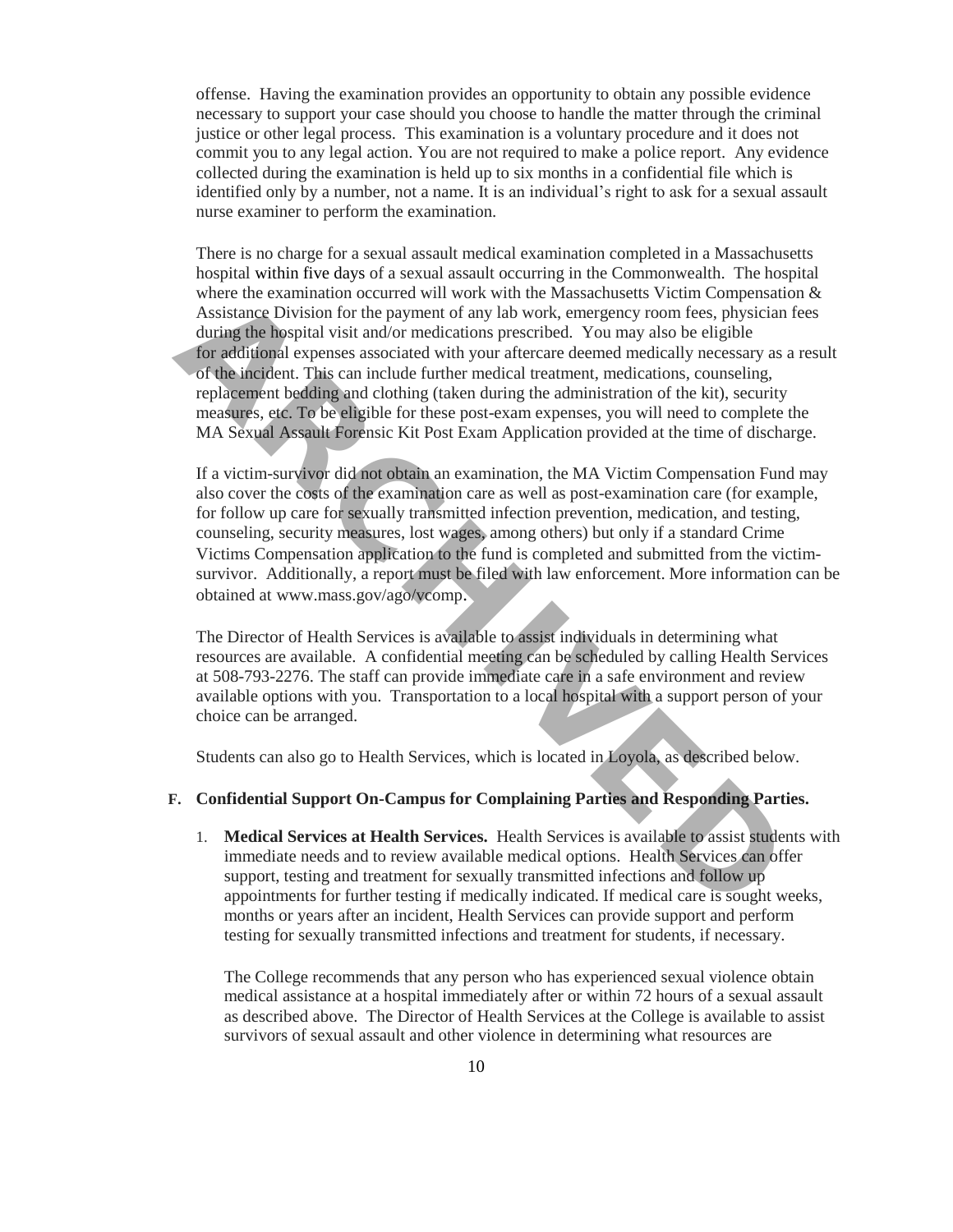offense. Having the examination provides an opportunity to obtain any possible evidence necessary to support your case should you choose to handle the matter through the criminal justice or other legal process. This examination is a voluntary procedure and it does not commit you to any legal action. You are not required to make a police report. Any evidence collected during the examination is held up to six months in a confidential file which is identified only by a number, not a name. It is an individual's right to ask for a sexual assault nurse examiner to perform the examination.

There is no charge for a sexual assault medical examination completed in a Massachusetts hospital within five days of a sexual assault occurring in the Commonwealth. The hospital where the examination occurred will work with the Massachusetts Victim Compensation & Assistance Division for the payment of any lab work, emergency room fees, physician fees during the hospital visit and/or medications prescribed. You may also be eligible for additional expenses associated with your aftercare deemed medically necessary as a result of the incident. This can include further medical treatment, medications, counseling, replacement bedding and clothing (taken during the administration of the kit), security measures, etc. To be eligible for these post-exam expenses, you will need to complete the MA Sexual Assault Forensic Kit Post Exam Application provided at the time of discharge.

If a victim-survivor did not obtain an examination, the MA Victim Compensation Fund may also cover the costs of the examination care as well as post-examination care (for example, for follow up care for sexually transmitted infection prevention, medication, and testing, counseling, security measures, lost wages, among others) but only if a standard Crime Victims Compensation application to the fund is completed and submitted from the victim-survivor. Additionally, a report must be filed with law enforcement. More information can be obtained at www.mass.gov/ago/vcomp.

The Director of Health Services is available to assist individuals in determining what resources are available. A confidential meeting can be scheduled by calling Health Services at 508-793-2276. The staff can provide immediate care in a safe environment and review available options with you. Transportation to a local hospital with a support person of your choice can be arranged.

Students can also go to Health Services, which is located in Loyola, as described below.

### F. Confidential Support On-Campus for Complaining Parties and Responding Parties.

1. **Medical Services at Health Services.** Health Services is available to assist students with immediate needs and to review available medical options. Health Services can offer support, testing and treatment for sexually transmitted infections and follow up appointments for further testing if medically indicated. If medical care is sought weeks, months or years after an incident, Health Services can provide support and perform testing for sexually transmitted infections and treatment for students, if necessary.

   The College recommends that any person who has experienced sexual violence obtain medical assistance at a hospital immediately after or within 72 hours of a sexual assault as described above. The Director of Health Services at the College is available to assist survivors of sexual assault and other violence in determining what resources are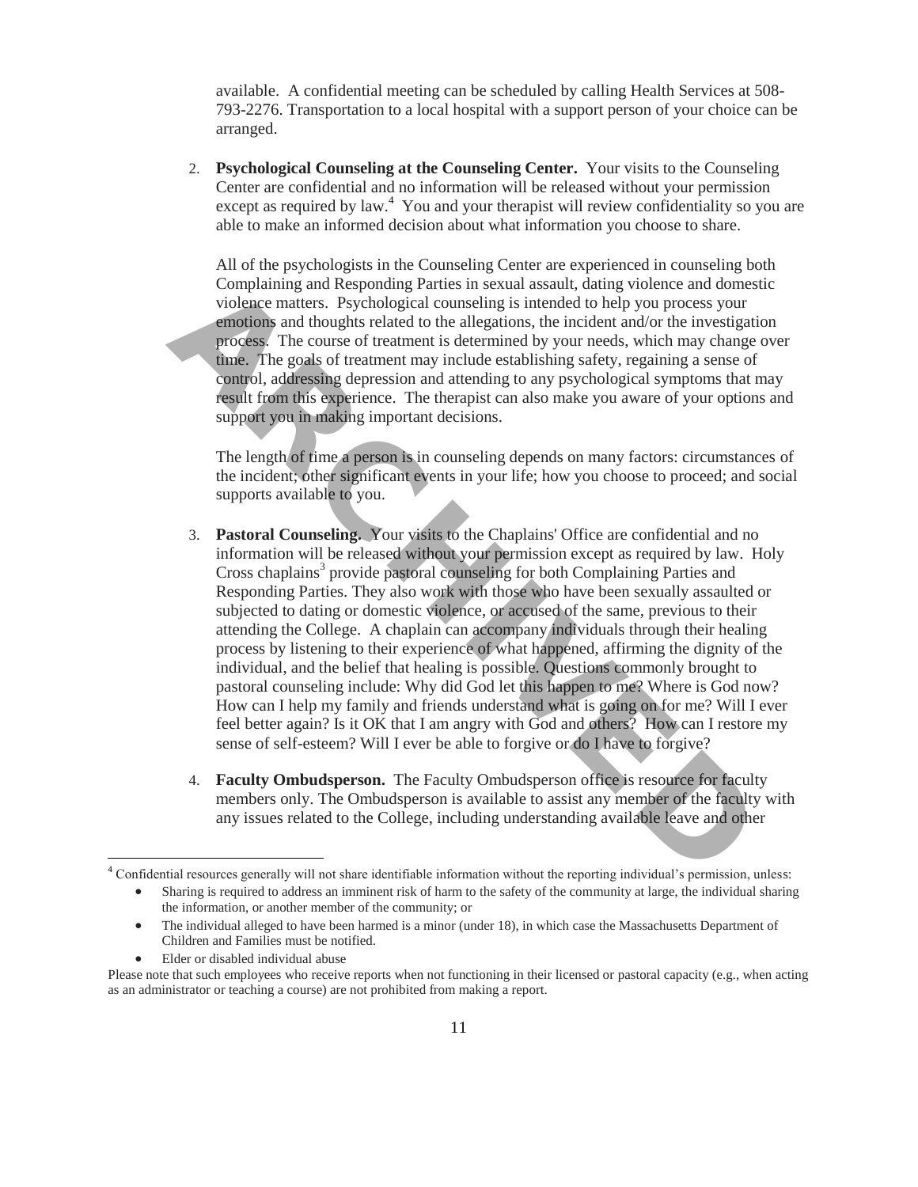available. A confidential meeting can be scheduled by calling Health Services at 508-793-2276. Transportation to a local hospital with a support person of your choice can be arranged.

2. **Psychological Counseling at the Counseling Center.** Your visits to the Counseling Center are confidential and no information will be released without your permission except as required by law.[4] You and your therapist will review confidentiality so you are able to make an informed decision about what information you choose to share.

   All of the psychologists in the Counseling Center are experienced in counseling both Complaining and Responding Parties in sexual assault, dating violence and domestic violence matters. Psychological counseling is intended to help you process your emotions and thoughts related to the allegations, the incident and/or the investigation process. The course of treatment is determined by your needs, which may change over time. The goals of treatment may include establishing safety, regaining a sense of control, addressing depression and attending to any psychological symptoms that may result from this experience. The therapist can also make you aware of your options and support you in making important decisions.

   The length of time a person is in counseling depends on many factors: circumstances of the incident; other significant events in your life; how you choose to proceed; and social supports available to you.

3. **Pastoral Counseling.** Your visits to the Chaplains' Office are confidential and no information will be released without your permission except as required by law. Holy Cross chaplains[3] provide pastoral counseling for both Complaining Parties and Responding Parties. They also work with those who have been sexually assaulted or subjected to dating or domestic violence, or accused of the same, previous to their attending the College. A chaplain can accompany individuals through their healing process by listening to their experience of what happened, affirming the dignity of the individual, and the belief that healing is possible. Questions commonly brought to pastoral counseling include: Why did God let this happen to me? Where is God now? How can I help my family and friends understand what is going on for me? Will I ever feel better again? Is it OK that I am angry with God and others? How can I restore my sense of self-esteem? Will I ever be able to forgive or do I have to forgive?

4. **Faculty Ombudsperson.** The Faculty Ombudsperson office is resource for faculty members only. The Ombudsperson is available to assist any member of the faculty with any issues related to the College, including understanding available leave and other

---

[4] Confidential resources generally will not share identifiable information without the reporting individual's permission, unless:

- Sharing is required to address an imminent risk of harm to the safety of the community at large, the individual sharing the information, or another member of the community; or
- The individual alleged to have been harmed is a minor (under 18), in which case the Massachusetts Department of Children and Families must be notified.
- Elder or disabled individual abuse

Please note that such employees who receive reports when not functioning in their licensed or pastoral capacity (e.g., when acting as an administrator or teaching a course) are not prohibited from making a report.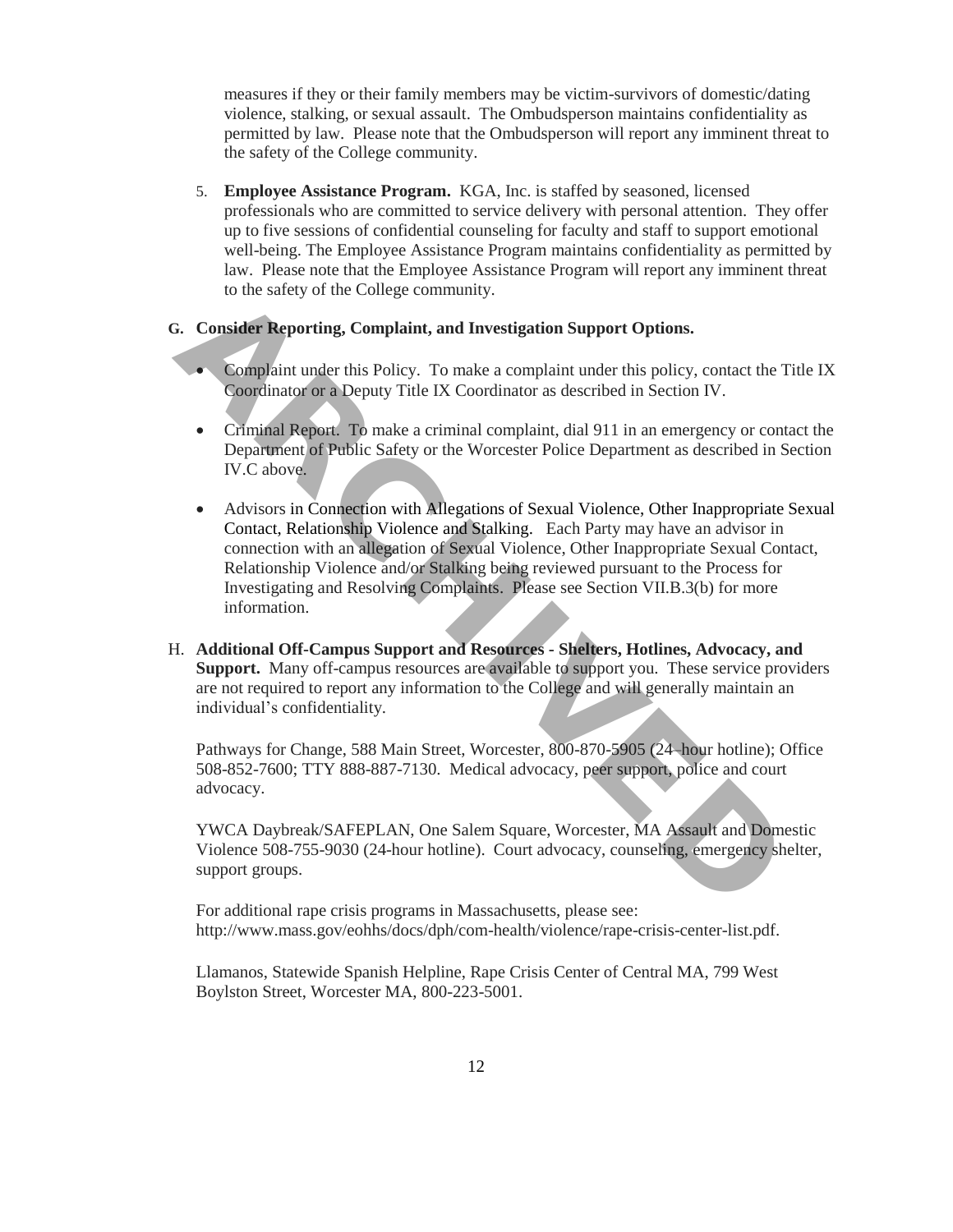measures if they or their family members may be victim-survivors of domestic/dating violence, stalking, or sexual assault. The Ombudsperson maintains confidentiality as permitted by law. Please note that the Ombudsperson will report any imminent threat to the safety of the College community.

5. **Employee Assistance Program.** KGA, Inc. is staffed by seasoned, licensed professionals who are committed to service delivery with personal attention. They offer up to five sessions of confidential counseling for faculty and staff to support emotional well-being. The Employee Assistance Program maintains confidentiality as permitted by law. Please note that the Employee Assistance Program will report any imminent threat to the safety of the College community.

G. **Consider Reporting, Complaint, and Investigation Support Options.**

- Complaint under this Policy. To make a complaint under this policy, contact the Title IX Coordinator or a Deputy Title IX Coordinator as described in Section IV.

- Criminal Report. To make a criminal complaint, dial 911 in an emergency or contact the Department of Public Safety or the Worcester Police Department as described in Section IV.C above.

- Advisors in Connection with Allegations of Sexual Violence, Other Inappropriate Sexual Contact, Relationship Violence and Stalking. Each Party may have an advisor in connection with an allegation of Sexual Violence, Other Inappropriate Sexual Contact, Relationship Violence and/or Stalking being reviewed pursuant to the Process for Investigating and Resolving Complaints. Please see Section VII.B.3(b) for more information.

H. **Additional Off-Campus Support and Resources - Shelters, Hotlines, Advocacy, and Support.** Many off-campus resources are available to support you. These service providers are not required to report any information to the College and will generally maintain an individual's confidentiality.

Pathways for Change, 588 Main Street, Worcester, 800-870-5905 (24-hour hotline); Office 508-852-7600; TTY 888-887-7130. Medical advocacy, peer support, police and court advocacy.

YWCA Daybreak/SAFEPLAN, One Salem Square, Worcester, MA Assault and Domestic Violence 508-755-9030 (24-hour hotline). Court advocacy, counseling, emergency shelter, support groups.

For additional rape crisis programs in Massachusetts, please see: http://www.mass.gov/eohhs/docs/dph/com-health/violence/rape-crisis-center-list.pdf.

Llamanos, Statewide Spanish Helpline, Rape Crisis Center of Central MA, 799 West Boylston Street, Worcester MA, 800-223-5001.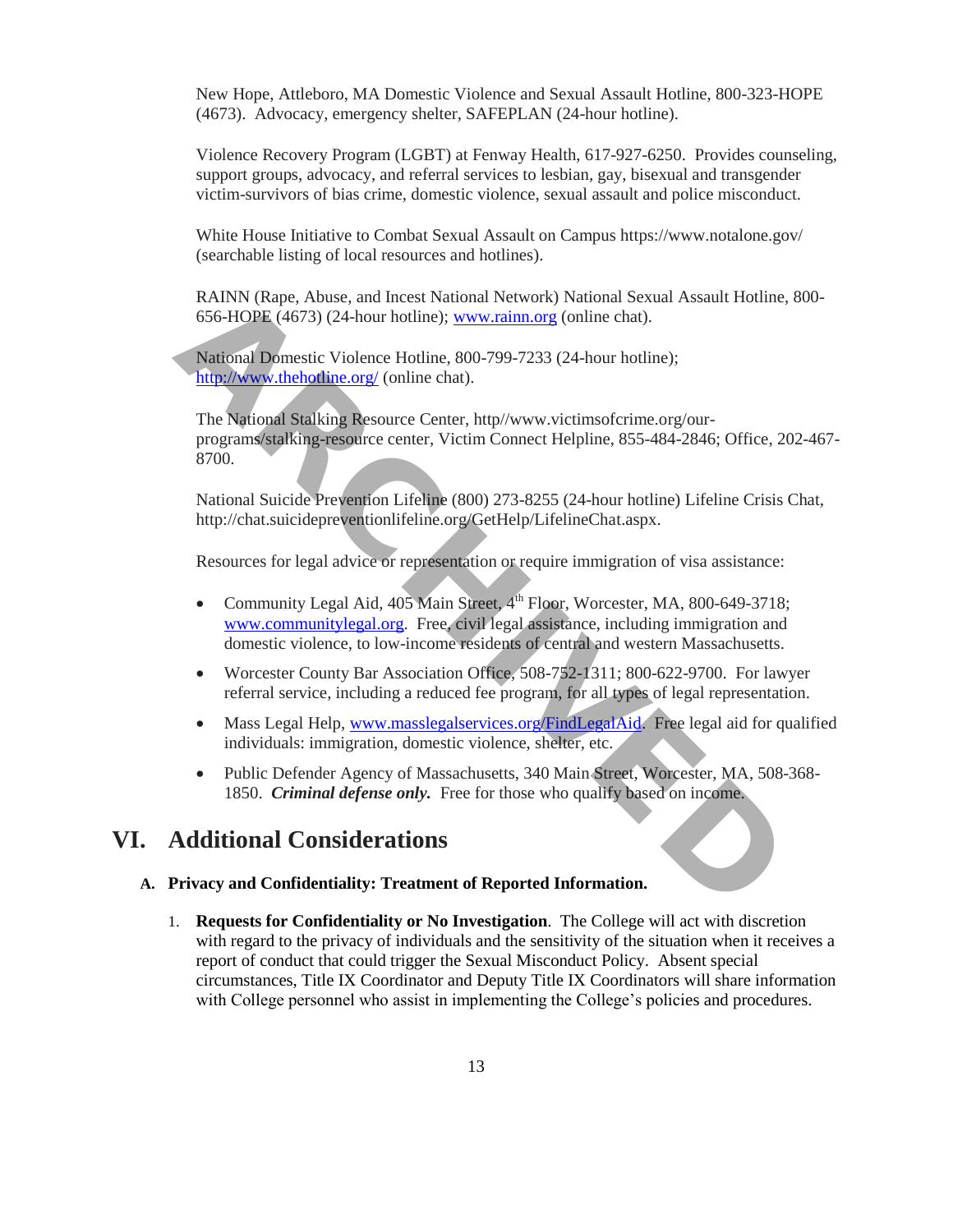New Hope, Attleboro, MA Domestic Violence and Sexual Assault Hotline, 800-323-HOPE (4673). Advocacy, emergency shelter, SAFEPLAN (24-hour hotline).

Violence Recovery Program (LGBT) at Fenway Health, 617-927-6250. Provides counseling, support groups, advocacy, and referral services to lesbian, gay, bisexual and transgender victim-survivors of bias crime, domestic violence, sexual assault and police misconduct.

White House Initiative to Combat Sexual Assault on Campus https://www.notalone.gov/ (searchable listing of local resources and hotlines).

RAINN (Rape, Abuse, and Incest National Network) National Sexual Assault Hotline, 800-656-HOPE (4673) (24-hour hotline); www.rainn.org (online chat).

National Domestic Violence Hotline, 800-799-7233 (24-hour hotline); http://www.thehotline.org/ (online chat).

The National Stalking Resource Center, http//www.victimsofcrime.org/our-programs/stalking-resource center, Victim Connect Helpline, 855-484-2846; Office, 202-467-8700.

National Suicide Prevention Lifeline (800) 273-8255 (24-hour hotline) Lifeline Crisis Chat, http://chat.suicidepreventionlifeline.org/GetHelp/LifelineChat.aspx.

Resources for legal advice or representation or require immigration of visa assistance:

- Community Legal Aid, 405 Main Street, 4th Floor, Worcester, MA, 800-649-3718; www.communitylegal.org. Free, civil legal assistance, including immigration and domestic violence, to low-income residents of central and western Massachusetts.
- Worcester County Bar Association Office, 508-752-1311; 800-622-9700. For lawyer referral service, including a reduced fee program, for all types of legal representation.
- Mass Legal Help, www.masslegalservices.org/FindLegalAid. Free legal aid for qualified individuals: immigration, domestic violence, shelter, etc.
- Public Defender Agency of Massachusetts, 340 Main Street, Worcester, MA, 508-368-1850. ***Criminal defense only.*** Free for those who qualify based on income.

# VI. Additional Considerations

### A. Privacy and Confidentiality: Treatment of Reported Information.

1. **Requests for Confidentiality or No Investigation**. The College will act with discretion with regard to the privacy of individuals and the sensitivity of the situation when it receives a report of conduct that could trigger the Sexual Misconduct Policy. Absent special circumstances, Title IX Coordinator and Deputy Title IX Coordinators will share information with College personnel who assist in implementing the College's policies and procedures.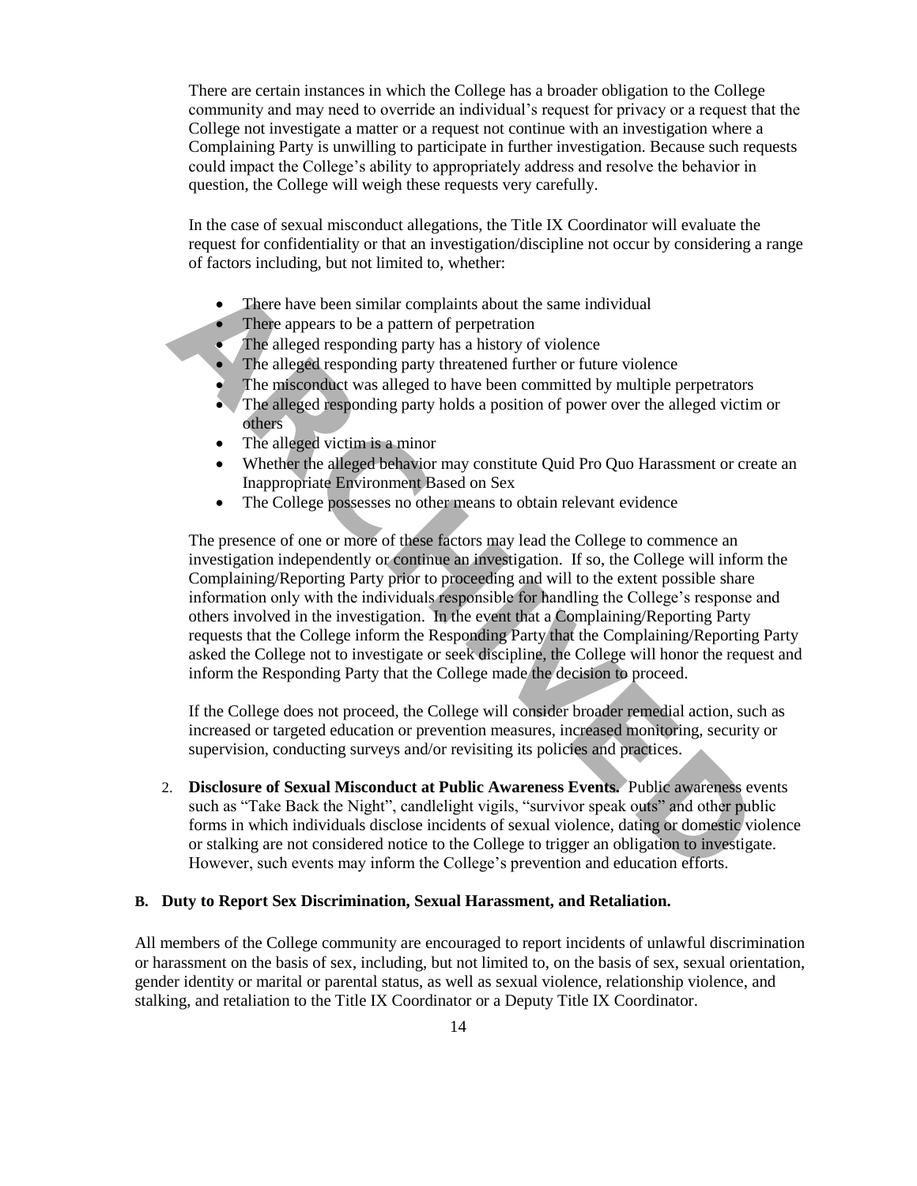There are certain instances in which the College has a broader obligation to the College community and may need to override an individual's request for privacy or a request that the College not investigate a matter or a request not continue with an investigation where a Complaining Party is unwilling to participate in further investigation. Because such requests could impact the College's ability to appropriately address and resolve the behavior in question, the College will weigh these requests very carefully.

In the case of sexual misconduct allegations, the Title IX Coordinator will evaluate the request for confidentiality or that an investigation/discipline not occur by considering a range of factors including, but not limited to, whether:

- There have been similar complaints about the same individual
- There appears to be a pattern of perpetration
- The alleged responding party has a history of violence
- The alleged responding party threatened further or future violence
- The misconduct was alleged to have been committed by multiple perpetrators
- The alleged responding party holds a position of power over the alleged victim or others
- The alleged victim is a minor
- Whether the alleged behavior may constitute Quid Pro Quo Harassment or create an Inappropriate Environment Based on Sex
- The College possesses no other means to obtain relevant evidence

The presence of one or more of these factors may lead the College to commence an investigation independently or continue an investigation. If so, the College will inform the Complaining/Reporting Party prior to proceeding and will to the extent possible share information only with the individuals responsible for handling the College's response and others involved in the investigation. In the event that a Complaining/Reporting Party requests that the College inform the Responding Party that the Complaining/Reporting Party asked the College not to investigate or seek discipline, the College will honor the request and inform the Responding Party that the College made the decision to proceed.

If the College does not proceed, the College will consider broader remedial action, such as increased or targeted education or prevention measures, increased monitoring, security or supervision, conducting surveys and/or revisiting its policies and practices.

2. **Disclosure of Sexual Misconduct at Public Awareness Events.** Public awareness events such as "Take Back the Night", candlelight vigils, "survivor speak outs" and other public forms in which individuals disclose incidents of sexual violence, dating or domestic violence or stalking are not considered notice to the College to trigger an obligation to investigate. However, such events may inform the College's prevention and education efforts.

**B. Duty to Report Sex Discrimination, Sexual Harassment, and Retaliation.**

All members of the College community are encouraged to report incidents of unlawful discrimination or harassment on the basis of sex, including, but not limited to, on the basis of sex, sexual orientation, gender identity or marital or parental status, as well as sexual violence, relationship violence, and stalking, and retaliation to the Title IX Coordinator or a Deputy Title IX Coordinator.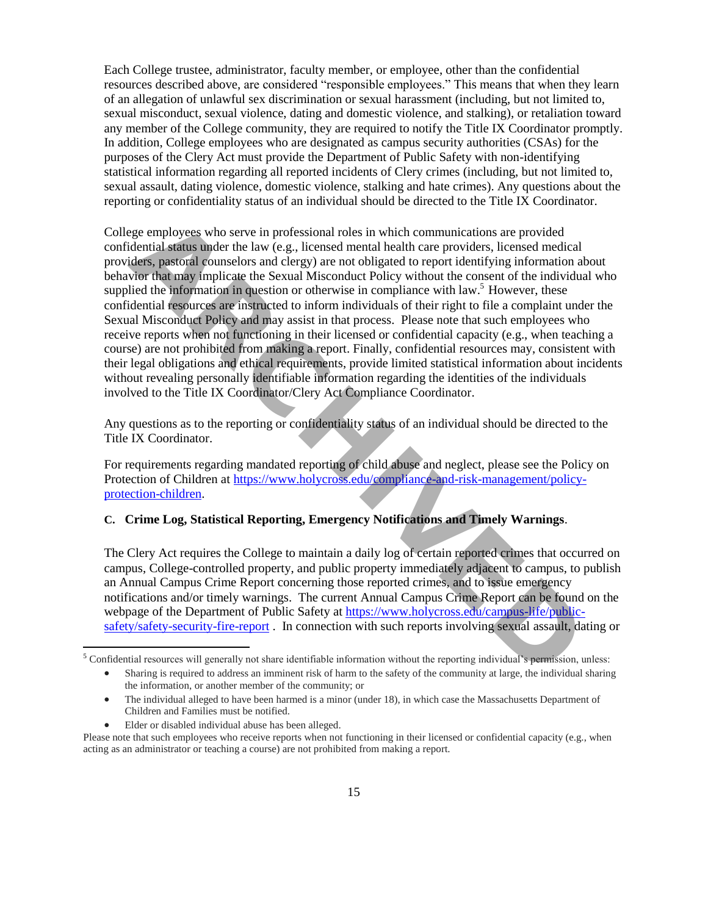Each College trustee, administrator, faculty member, or employee, other than the confidential resources described above, are considered "responsible employees." This means that when they learn of an allegation of unlawful sex discrimination or sexual harassment (including, but not limited to, sexual misconduct, sexual violence, dating and domestic violence, and stalking), or retaliation toward any member of the College community, they are required to notify the Title IX Coordinator promptly. In addition, College employees who are designated as campus security authorities (CSAs) for the purposes of the Clery Act must provide the Department of Public Safety with non-identifying statistical information regarding all reported incidents of Clery crimes (including, but not limited to, sexual assault, dating violence, domestic violence, stalking and hate crimes). Any questions about the reporting or confidentiality status of an individual should be directed to the Title IX Coordinator.

College employees who serve in professional roles in which communications are provided confidential status under the law (e.g., licensed mental health care providers, licensed medical providers, pastoral counselors and clergy) are not obligated to report identifying information about behavior that may implicate the Sexual Misconduct Policy without the consent of the individual who supplied the information in question or otherwise in compliance with law.[5] However, these confidential resources are instructed to inform individuals of their right to file a complaint under the Sexual Misconduct Policy and may assist in that process. Please note that such employees who receive reports when not functioning in their licensed or confidential capacity (e.g., when teaching a course) are not prohibited from making a report. Finally, confidential resources may, consistent with their legal obligations and ethical requirements, provide limited statistical information about incidents without revealing personally identifiable information regarding the identities of the individuals involved to the Title IX Coordinator/Clery Act Compliance Coordinator.

Any questions as to the reporting or confidentiality status of an individual should be directed to the Title IX Coordinator.

For requirements regarding mandated reporting of child abuse and neglect, please see the Policy on Protection of Children at https://www.holycross.edu/compliance-and-risk-management/policy-protection-children.

**C. Crime Log, Statistical Reporting, Emergency Notifications and Timely Warnings**.

The Clery Act requires the College to maintain a daily log of certain reported crimes that occurred on campus, College-controlled property, and public property immediately adjacent to campus, to publish an Annual Campus Crime Report concerning those reported crimes, and to issue emergency notifications and/or timely warnings. The current Annual Campus Crime Report can be found on the webpage of the Department of Public Safety at https://www.holycross.edu/campus-life/public-safety/safety-security-fire-report . In connection with such reports involving sexual assault, dating or

---

[5] Confidential resources will generally not share identifiable information without the reporting individual's permission, unless:

- Sharing is required to address an imminent risk of harm to the safety of the community at large, the individual sharing the information, or another member of the community; or
- The individual alleged to have been harmed is a minor (under 18), in which case the Massachusetts Department of Children and Families must be notified.
- Elder or disabled individual abuse has been alleged.

Please note that such employees who receive reports when not functioning in their licensed or confidential capacity (e.g., when acting as an administrator or teaching a course) are not prohibited from making a report.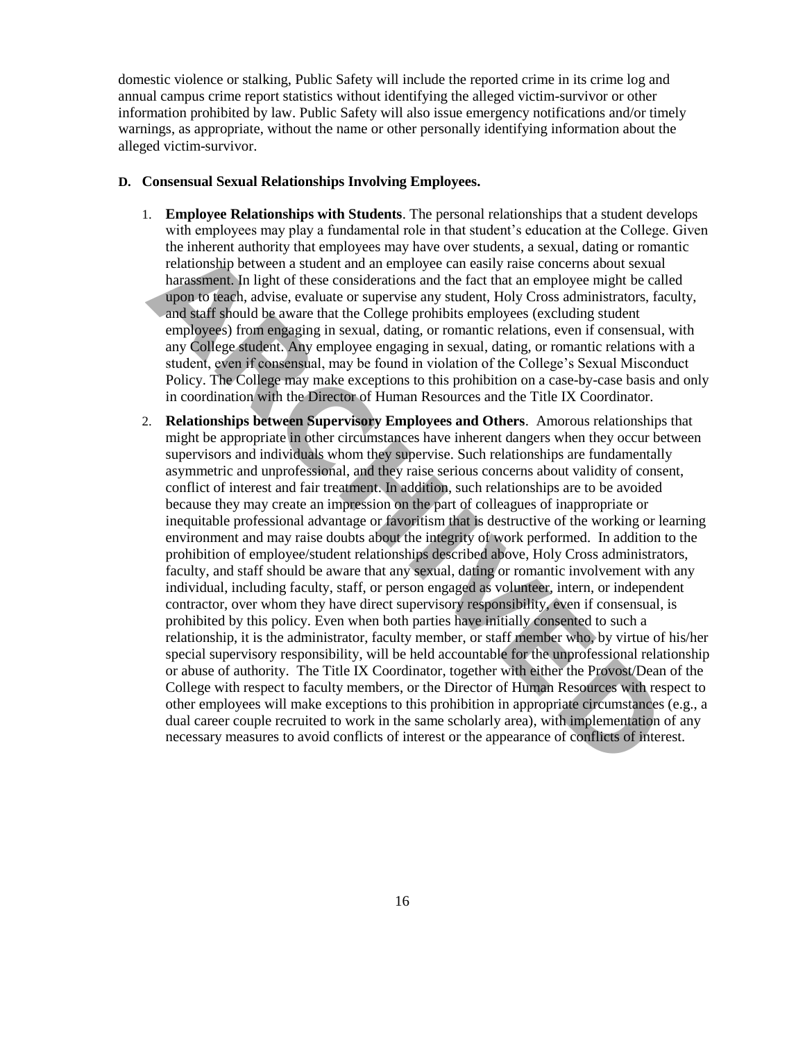domestic violence or stalking, Public Safety will include the reported crime in its crime log and annual campus crime report statistics without identifying the alleged victim-survivor or other information prohibited by law. Public Safety will also issue emergency notifications and/or timely warnings, as appropriate, without the name or other personally identifying information about the alleged victim-survivor.

**D. Consensual Sexual Relationships Involving Employees.**

1. **Employee Relationships with Students**. The personal relationships that a student develops with employees may play a fundamental role in that student's education at the College. Given the inherent authority that employees may have over students, a sexual, dating or romantic relationship between a student and an employee can easily raise concerns about sexual harassment. In light of these considerations and the fact that an employee might be called upon to teach, advise, evaluate or supervise any student, Holy Cross administrators, faculty, and staff should be aware that the College prohibits employees (excluding student employees) from engaging in sexual, dating, or romantic relations, even if consensual, with any College student. Any employee engaging in sexual, dating, or romantic relations with a student, even if consensual, may be found in violation of the College's Sexual Misconduct Policy. The College may make exceptions to this prohibition on a case-by-case basis and only in coordination with the Director of Human Resources and the Title IX Coordinator.

2. **Relationships between Supervisory Employees and Others**. Amorous relationships that might be appropriate in other circumstances have inherent dangers when they occur between supervisors and individuals whom they supervise. Such relationships are fundamentally asymmetric and unprofessional, and they raise serious concerns about validity of consent, conflict of interest and fair treatment. In addition, such relationships are to be avoided because they may create an impression on the part of colleagues of inappropriate or inequitable professional advantage or favoritism that is destructive of the working or learning environment and may raise doubts about the integrity of work performed. In addition to the prohibition of employee/student relationships described above, Holy Cross administrators, faculty, and staff should be aware that any sexual, dating or romantic involvement with any individual, including faculty, staff, or person engaged as volunteer, intern, or independent contractor, over whom they have direct supervisory responsibility, even if consensual, is prohibited by this policy. Even when both parties have initially consented to such a relationship, it is the administrator, faculty member, or staff member who, by virtue of his/her special supervisory responsibility, will be held accountable for the unprofessional relationship or abuse of authority. The Title IX Coordinator, together with either the Provost/Dean of the College with respect to faculty members, or the Director of Human Resources with respect to other employees will make exceptions to this prohibition in appropriate circumstances (e.g., a dual career couple recruited to work in the same scholarly area), with implementation of any necessary measures to avoid conflicts of interest or the appearance of conflicts of interest.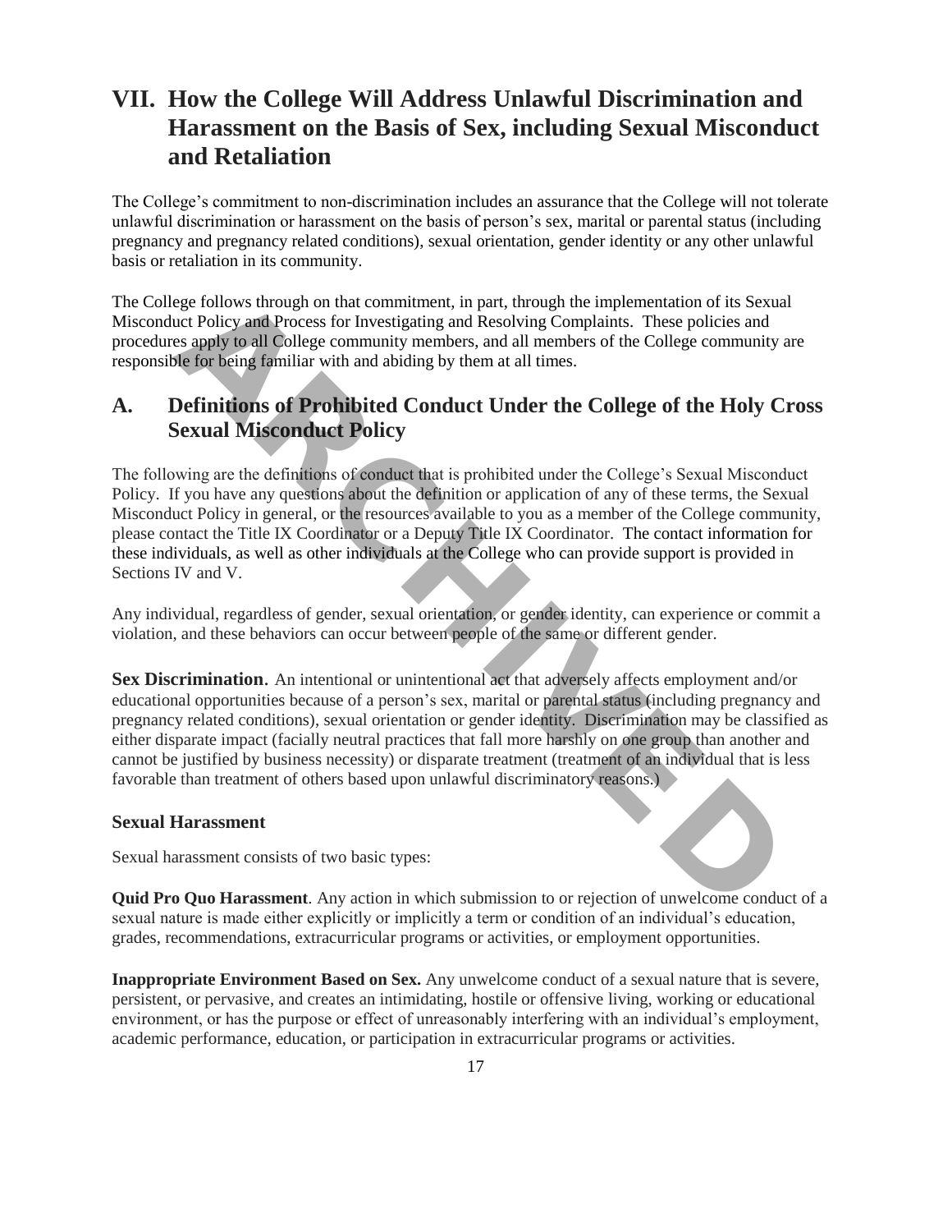# VII. How the College Will Address Unlawful Discrimination and Harassment on the Basis of Sex, including Sexual Misconduct and Retaliation

The College's commitment to non-discrimination includes an assurance that the College will not tolerate unlawful discrimination or harassment on the basis of person's sex, marital or parental status (including pregnancy and pregnancy related conditions), sexual orientation, gender identity or any other unlawful basis or retaliation in its community.

The College follows through on that commitment, in part, through the implementation of its Sexual Misconduct Policy and Process for Investigating and Resolving Complaints. These policies and procedures apply to all College community members, and all members of the College community are responsible for being familiar with and abiding by them at all times.

## A. Definitions of Prohibited Conduct Under the College of the Holy Cross Sexual Misconduct Policy

The following are the definitions of conduct that is prohibited under the College's Sexual Misconduct Policy. If you have any questions about the definition or application of any of these terms, the Sexual Misconduct Policy in general, or the resources available to you as a member of the College community, please contact the Title IX Coordinator or a Deputy Title IX Coordinator. The contact information for these individuals, as well as other individuals at the College who can provide support is provided in Sections IV and V.

Any individual, regardless of gender, sexual orientation, or gender identity, can experience or commit a violation, and these behaviors can occur between people of the same or different gender.

**Sex Discrimination**. An intentional or unintentional act that adversely affects employment and/or educational opportunities because of a person's sex, marital or parental status (including pregnancy and pregnancy related conditions), sexual orientation or gender identity. Discrimination may be classified as either disparate impact (facially neutral practices that fall more harshly on one group than another and cannot be justified by business necessity) or disparate treatment (treatment of an individual that is less favorable than treatment of others based upon unlawful discriminatory reasons.)

### Sexual Harassment

Sexual harassment consists of two basic types:

**Quid Pro Quo Harassment**. Any action in which submission to or rejection of unwelcome conduct of a sexual nature is made either explicitly or implicitly a term or condition of an individual's education, grades, recommendations, extracurricular programs or activities, or employment opportunities.

**Inappropriate Environment Based on Sex.** Any unwelcome conduct of a sexual nature that is severe, persistent, or pervasive, and creates an intimidating, hostile or offensive living, working or educational environment, or has the purpose or effect of unreasonably interfering with an individual's employment, academic performance, education, or participation in extracurricular programs or activities.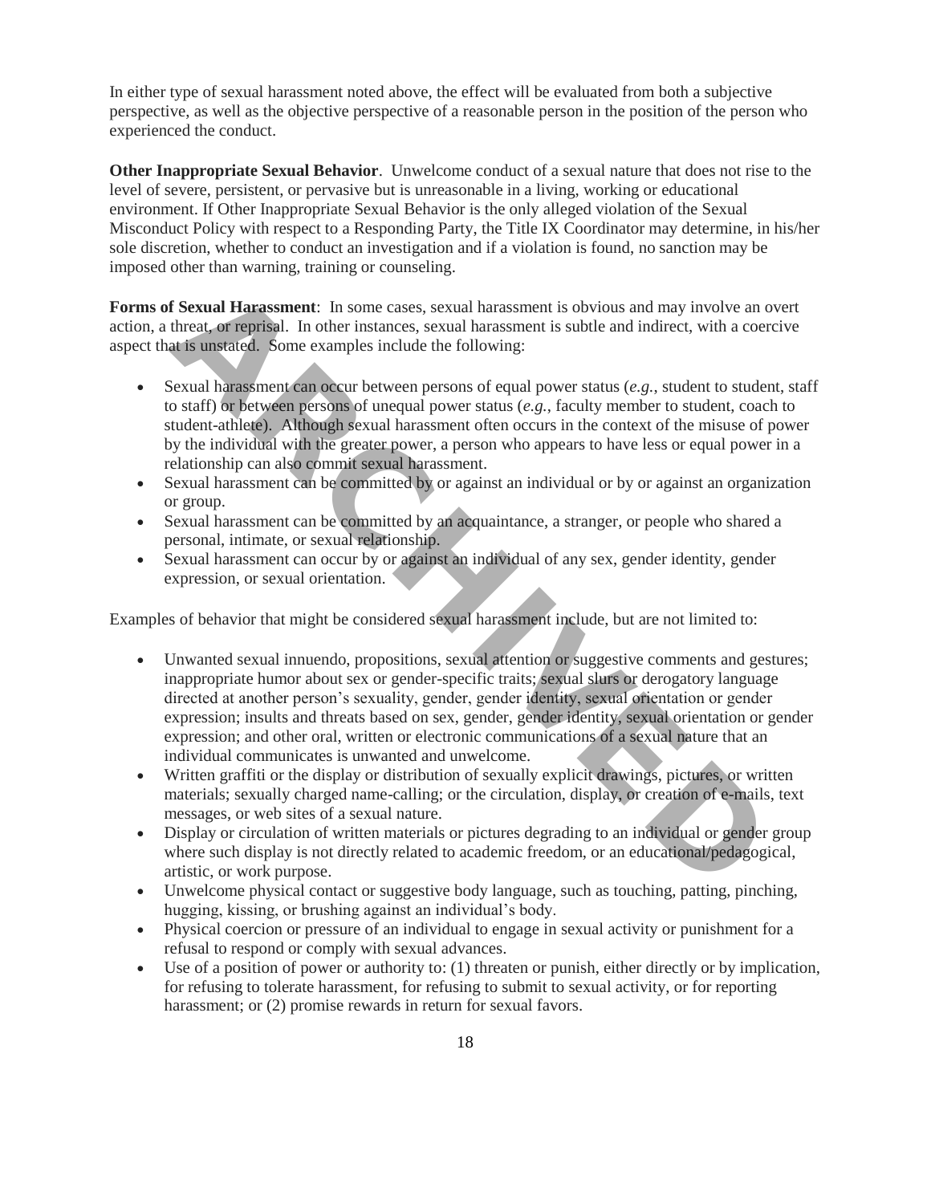In either type of sexual harassment noted above, the effect will be evaluated from both a subjective perspective, as well as the objective perspective of a reasonable person in the position of the person who experienced the conduct.

**Other Inappropriate Sexual Behavior**. Unwelcome conduct of a sexual nature that does not rise to the level of severe, persistent, or pervasive but is unreasonable in a living, working or educational environment. If Other Inappropriate Sexual Behavior is the only alleged violation of the Sexual Misconduct Policy with respect to a Responding Party, the Title IX Coordinator may determine, in his/her sole discretion, whether to conduct an investigation and if a violation is found, no sanction may be imposed other than warning, training or counseling.

**Forms of Sexual Harassment**: In some cases, sexual harassment is obvious and may involve an overt action, a threat, or reprisal. In other instances, sexual harassment is subtle and indirect, with a coercive aspect that is unstated. Some examples include the following:

- Sexual harassment can occur between persons of equal power status (*e.g.*, student to student, staff to staff) or between persons of unequal power status (*e.g.*, faculty member to student, coach to student-athlete). Although sexual harassment often occurs in the context of the misuse of power by the individual with the greater power, a person who appears to have less or equal power in a relationship can also commit sexual harassment.
- Sexual harassment can be committed by or against an individual or by or against an organization or group.
- Sexual harassment can be committed by an acquaintance, a stranger, or people who shared a personal, intimate, or sexual relationship.
- Sexual harassment can occur by or against an individual of any sex, gender identity, gender expression, or sexual orientation.

Examples of behavior that might be considered sexual harassment include, but are not limited to:

- Unwanted sexual innuendo, propositions, sexual attention or suggestive comments and gestures; inappropriate humor about sex or gender-specific traits; sexual slurs or derogatory language directed at another person's sexuality, gender, gender identity, sexual orientation or gender expression; insults and threats based on sex, gender, gender identity, sexual orientation or gender expression; and other oral, written or electronic communications of a sexual nature that an individual communicates is unwanted and unwelcome.
- Written graffiti or the display or distribution of sexually explicit drawings, pictures, or written materials; sexually charged name-calling; or the circulation, display, or creation of e-mails, text messages, or web sites of a sexual nature.
- Display or circulation of written materials or pictures degrading to an individual or gender group where such display is not directly related to academic freedom, or an educational/pedagogical, artistic, or work purpose.
- Unwelcome physical contact or suggestive body language, such as touching, patting, pinching, hugging, kissing, or brushing against an individual's body.
- Physical coercion or pressure of an individual to engage in sexual activity or punishment for a refusal to respond or comply with sexual advances.
- Use of a position of power or authority to: (1) threaten or punish, either directly or by implication, for refusing to tolerate harassment, for refusing to submit to sexual activity, or for reporting harassment; or (2) promise rewards in return for sexual favors.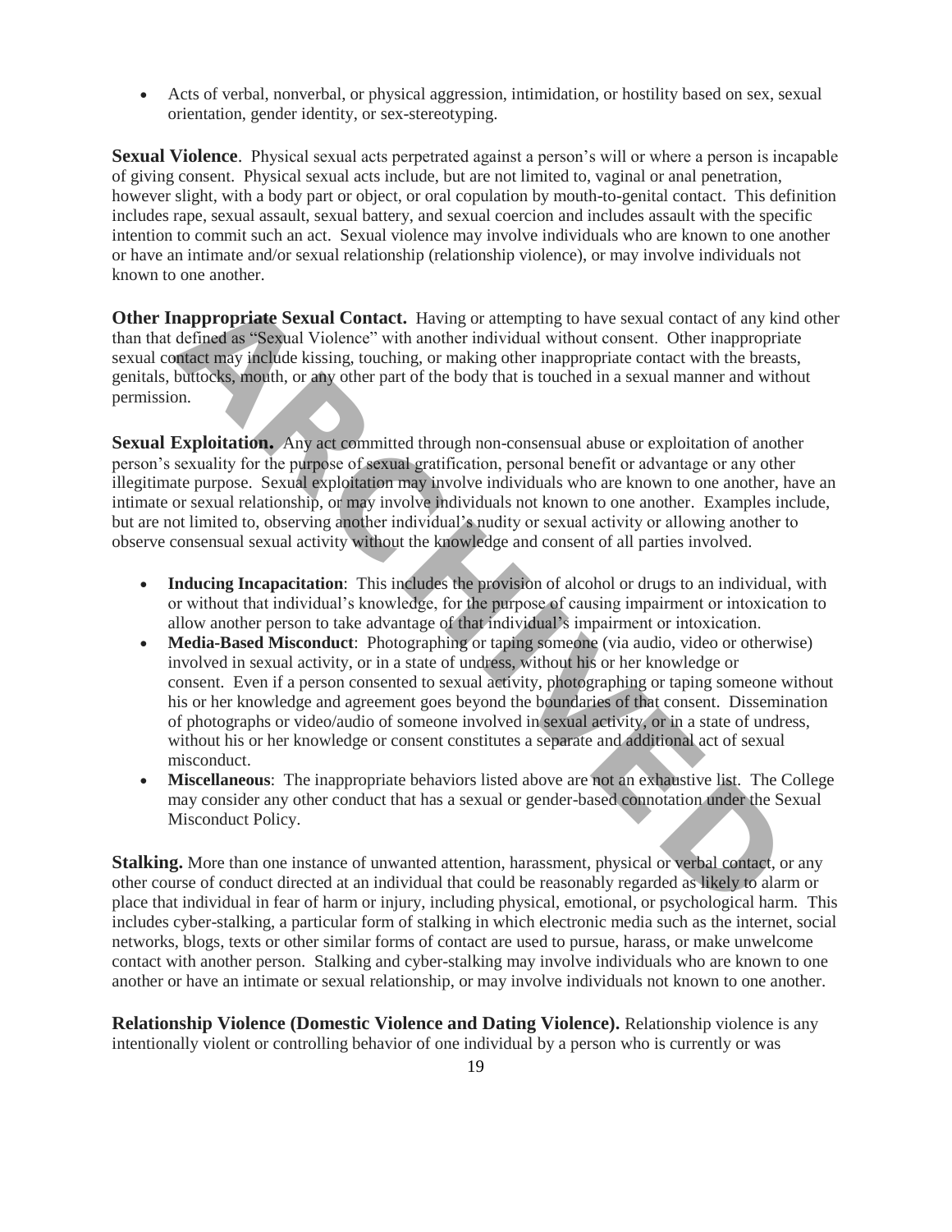- Acts of verbal, nonverbal, or physical aggression, intimidation, or hostility based on sex, sexual orientation, gender identity, or sex-stereotyping.

**Sexual Violence**. Physical sexual acts perpetrated against a person's will or where a person is incapable of giving consent. Physical sexual acts include, but are not limited to, vaginal or anal penetration, however slight, with a body part or object, or oral copulation by mouth-to-genital contact. This definition includes rape, sexual assault, sexual battery, and sexual coercion and includes assault with the specific intention to commit such an act. Sexual violence may involve individuals who are known to one another or have an intimate and/or sexual relationship (relationship violence), or may involve individuals not known to one another.

**Other Inappropriate Sexual Contact.** Having or attempting to have sexual contact of any kind other than that defined as "Sexual Violence" with another individual without consent. Other inappropriate sexual contact may include kissing, touching, or making other inappropriate contact with the breasts, genitals, buttocks, mouth, or any other part of the body that is touched in a sexual manner and without permission.

**Sexual Exploitation.** Any act committed through non-consensual abuse or exploitation of another person's sexuality for the purpose of sexual gratification, personal benefit or advantage or any other illegitimate purpose. Sexual exploitation may involve individuals who are known to one another, have an intimate or sexual relationship, or may involve individuals not known to one another. Examples include, but are not limited to, observing another individual's nudity or sexual activity or allowing another to observe consensual sexual activity without the knowledge and consent of all parties involved.

- **Inducing Incapacitation**: This includes the provision of alcohol or drugs to an individual, with or without that individual's knowledge, for the purpose of causing impairment or intoxication to allow another person to take advantage of that individual's impairment or intoxication.
- **Media-Based Misconduct**: Photographing or taping someone (via audio, video or otherwise) involved in sexual activity, or in a state of undress, without his or her knowledge or consent. Even if a person consented to sexual activity, photographing or taping someone without his or her knowledge and agreement goes beyond the boundaries of that consent. Dissemination of photographs or video/audio of someone involved in sexual activity, or in a state of undress, without his or her knowledge or consent constitutes a separate and additional act of sexual misconduct.
- **Miscellaneous**: The inappropriate behaviors listed above are not an exhaustive list. The College may consider any other conduct that has a sexual or gender-based connotation under the Sexual Misconduct Policy.

**Stalking.** More than one instance of unwanted attention, harassment, physical or verbal contact, or any other course of conduct directed at an individual that could be reasonably regarded as likely to alarm or place that individual in fear of harm or injury, including physical, emotional, or psychological harm. This includes cyber-stalking, a particular form of stalking in which electronic media such as the internet, social networks, blogs, texts or other similar forms of contact are used to pursue, harass, or make unwelcome contact with another person. Stalking and cyber-stalking may involve individuals who are known to one another or have an intimate or sexual relationship, or may involve individuals not known to one another.

**Relationship Violence (Domestic Violence and Dating Violence).** Relationship violence is any intentionally violent or controlling behavior of one individual by a person who is currently or was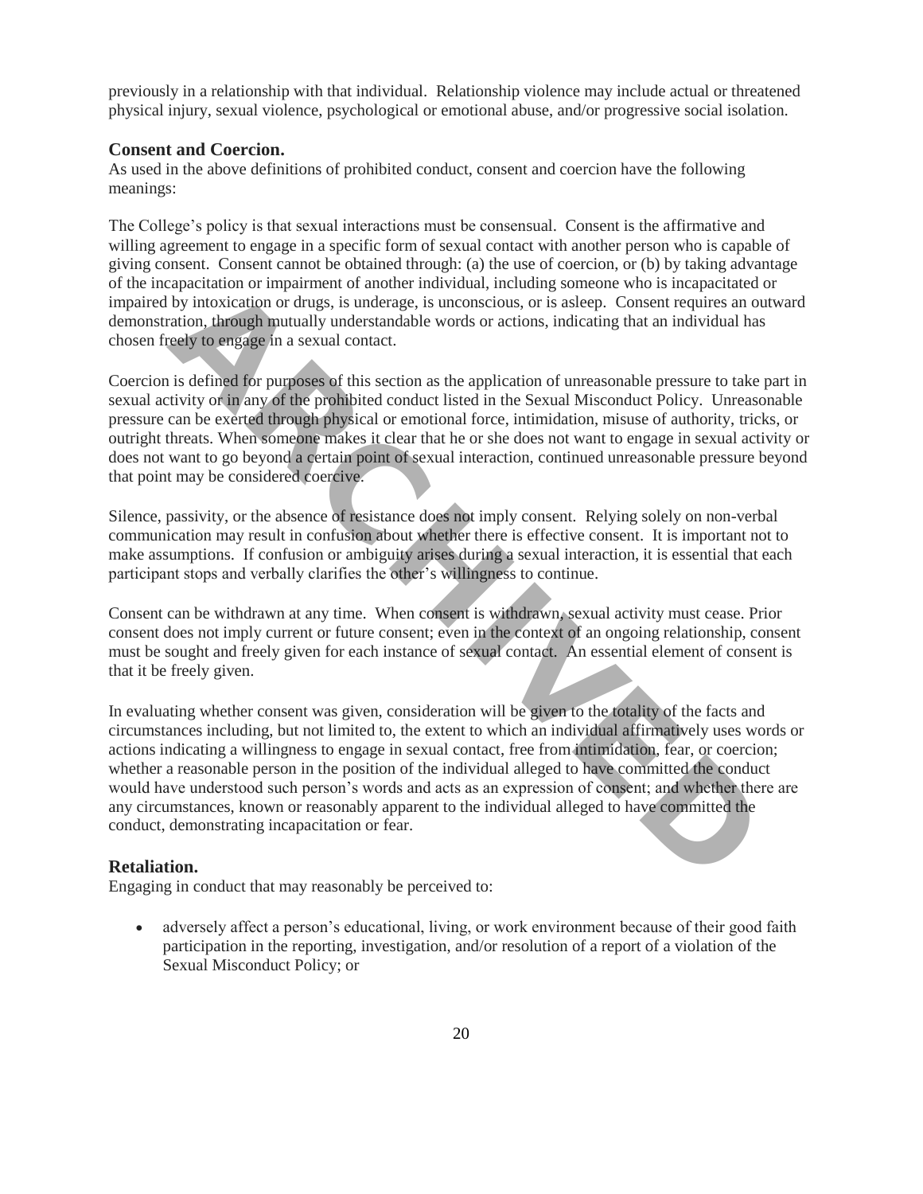previously in a relationship with that individual. Relationship violence may include actual or threatened physical injury, sexual violence, psychological or emotional abuse, and/or progressive social isolation.

### Consent and Coercion.

As used in the above definitions of prohibited conduct, consent and coercion have the following meanings:

The College's policy is that sexual interactions must be consensual. Consent is the affirmative and willing agreement to engage in a specific form of sexual contact with another person who is capable of giving consent. Consent cannot be obtained through: (a) the use of coercion, or (b) by taking advantage of the incapacitation or impairment of another individual, including someone who is incapacitated or impaired by intoxication or drugs, is underage, is unconscious, or is asleep. Consent requires an outward demonstration, through mutually understandable words or actions, indicating that an individual has chosen freely to engage in a sexual contact.

Coercion is defined for purposes of this section as the application of unreasonable pressure to take part in sexual activity or in any of the prohibited conduct listed in the Sexual Misconduct Policy. Unreasonable pressure can be exerted through physical or emotional force, intimidation, misuse of authority, tricks, or outright threats. When someone makes it clear that he or she does not want to engage in sexual activity or does not want to go beyond a certain point of sexual interaction, continued unreasonable pressure beyond that point may be considered coercive.

Silence, passivity, or the absence of resistance does not imply consent. Relying solely on non-verbal communication may result in confusion about whether there is effective consent. It is important not to make assumptions. If confusion or ambiguity arises during a sexual interaction, it is essential that each participant stops and verbally clarifies the other's willingness to continue.

Consent can be withdrawn at any time. When consent is withdrawn, sexual activity must cease. Prior consent does not imply current or future consent; even in the context of an ongoing relationship, consent must be sought and freely given for each instance of sexual contact. An essential element of consent is that it be freely given.

In evaluating whether consent was given, consideration will be given to the totality of the facts and circumstances including, but not limited to, the extent to which an individual affirmatively uses words or actions indicating a willingness to engage in sexual contact, free from intimidation, fear, or coercion; whether a reasonable person in the position of the individual alleged to have committed the conduct would have understood such person's words and acts as an expression of consent; and whether there are any circumstances, known or reasonably apparent to the individual alleged to have committed the conduct, demonstrating incapacitation or fear.

### Retaliation.

Engaging in conduct that may reasonably be perceived to:

- adversely affect a person's educational, living, or work environment because of their good faith participation in the reporting, investigation, and/or resolution of a report of a violation of the Sexual Misconduct Policy; or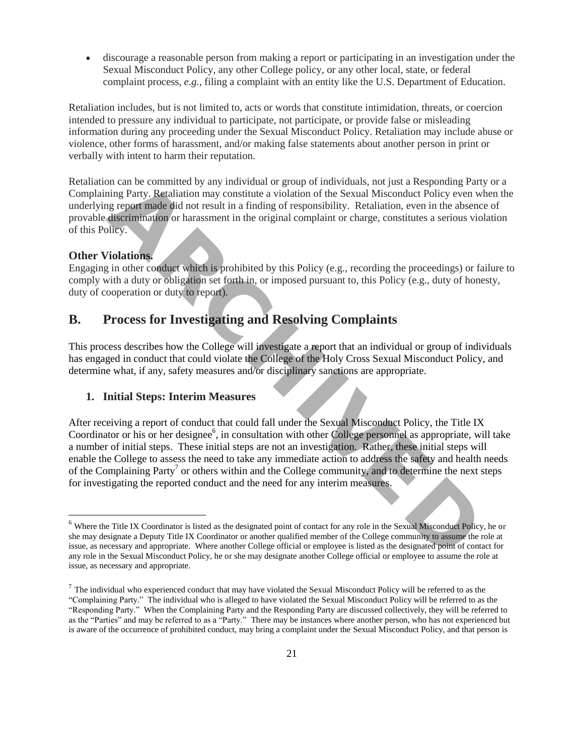- discourage a reasonable person from making a report or participating in an investigation under the Sexual Misconduct Policy, any other College policy, or any other local, state, or federal complaint process, *e.g.*, filing a complaint with an entity like the U.S. Department of Education.

Retaliation includes, but is not limited to, acts or words that constitute intimidation, threats, or coercion intended to pressure any individual to participate, not participate, or provide false or misleading information during any proceeding under the Sexual Misconduct Policy. Retaliation may include abuse or violence, other forms of harassment, and/or making false statements about another person in print or verbally with intent to harm their reputation.

Retaliation can be committed by any individual or group of individuals, not just a Responding Party or a Complaining Party. Retaliation may constitute a violation of the Sexual Misconduct Policy even when the underlying report made did not result in a finding of responsibility. Retaliation, even in the absence of provable discrimination or harassment in the original complaint or charge, constitutes a serious violation of this Policy.

**Other Violations.**
Engaging in other conduct which is prohibited by this Policy (e.g., recording the proceedings) or failure to comply with a duty or obligation set forth in, or imposed pursuant to, this Policy (e.g., duty of honesty, duty of cooperation or duty to report).

## B. Process for Investigating and Resolving Complaints

This process describes how the College will investigate a report that an individual or group of individuals has engaged in conduct that could violate the College of the Holy Cross Sexual Misconduct Policy, and determine what, if any, safety measures and/or disciplinary sanctions are appropriate.

### 1. Initial Steps: Interim Measures

After receiving a report of conduct that could fall under the Sexual Misconduct Policy, the Title IX Coordinator or his or her designee[6], in consultation with other College personnel as appropriate, will take a number of initial steps. These initial steps are not an investigation. Rather, these initial steps will enable the College to assess the need to take any immediate action to address the safety and health needs of the Complaining Party[7] or others within and the College community, and to determine the next steps for investigating the reported conduct and the need for any interim measures.

---

[6] Where the Title IX Coordinator is listed as the designated point of contact for any role in the Sexual Misconduct Policy, he or she may designate a Deputy Title IX Coordinator or another qualified member of the College community to assume the role at issue, as necessary and appropriate. Where another College official or employee is listed as the designated point of contact for any role in the Sexual Misconduct Policy, he or she may designate another College official or employee to assume the role at issue, as necessary and appropriate.

[7] The individual who experienced conduct that may have violated the Sexual Misconduct Policy will be referred to as the "Complaining Party." The individual who is alleged to have violated the Sexual Misconduct Policy will be referred to as the "Responding Party." When the Complaining Party and the Responding Party are discussed collectively, they will be referred to as the "Parties" and may be referred to as a "Party." There may be instances where another person, who has not experienced but is aware of the occurrence of prohibited conduct, may bring a complaint under the Sexual Misconduct Policy, and that person is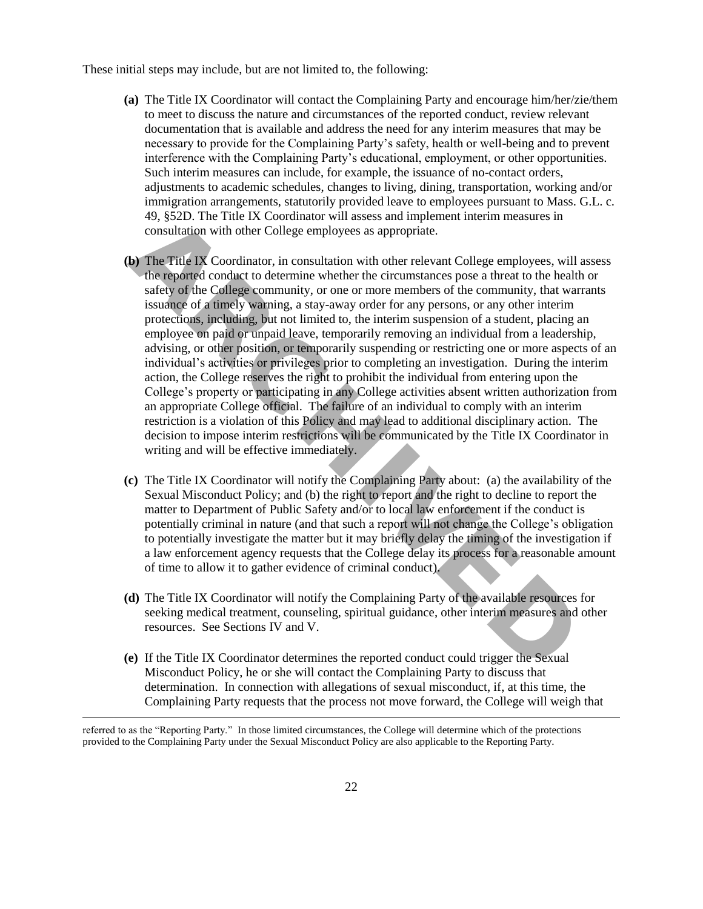These initial steps may include, but are not limited to, the following:

**(a)** The Title IX Coordinator will contact the Complaining Party and encourage him/her/zie/them to meet to discuss the nature and circumstances of the reported conduct, review relevant documentation that is available and address the need for any interim measures that may be necessary to provide for the Complaining Party's safety, health or well-being and to prevent interference with the Complaining Party's educational, employment, or other opportunities. Such interim measures can include, for example, the issuance of no-contact orders, adjustments to academic schedules, changes to living, dining, transportation, working and/or immigration arrangements, statutorily provided leave to employees pursuant to Mass. G.L. c. 49, §52D. The Title IX Coordinator will assess and implement interim measures in consultation with other College employees as appropriate.

**(b)** The Title IX Coordinator, in consultation with other relevant College employees, will assess the reported conduct to determine whether the circumstances pose a threat to the health or safety of the College community, or one or more members of the community, that warrants issuance of a timely warning, a stay-away order for any persons, or any other interim protections, including, but not limited to, the interim suspension of a student, placing an employee on paid or unpaid leave, temporarily removing an individual from a leadership, advising, or other position, or temporarily suspending or restricting one or more aspects of an individual's activities or privileges prior to completing an investigation. During the interim action, the College reserves the right to prohibit the individual from entering upon the College's property or participating in any College activities absent written authorization from an appropriate College official. The failure of an individual to comply with an interim restriction is a violation of this Policy and may lead to additional disciplinary action. The decision to impose interim restrictions will be communicated by the Title IX Coordinator in writing and will be effective immediately.

**(c)** The Title IX Coordinator will notify the Complaining Party about: (a) the availability of the Sexual Misconduct Policy; and (b) the right to report and the right to decline to report the matter to Department of Public Safety and/or to local law enforcement if the conduct is potentially criminal in nature (and that such a report will not change the College's obligation to potentially investigate the matter but it may briefly delay the timing of the investigation if a law enforcement agency requests that the College delay its process for a reasonable amount of time to allow it to gather evidence of criminal conduct).

**(d)** The Title IX Coordinator will notify the Complaining Party of the available resources for seeking medical treatment, counseling, spiritual guidance, other interim measures and other resources. See Sections IV and V.

**(e)** If the Title IX Coordinator determines the reported conduct could trigger the Sexual Misconduct Policy, he or she will contact the Complaining Party to discuss that determination. In connection with allegations of sexual misconduct, if, at this time, the Complaining Party requests that the process not move forward, the College will weigh that

---

referred to as the "Reporting Party." In those limited circumstances, the College will determine which of the protections provided to the Complaining Party under the Sexual Misconduct Policy are also applicable to the Reporting Party.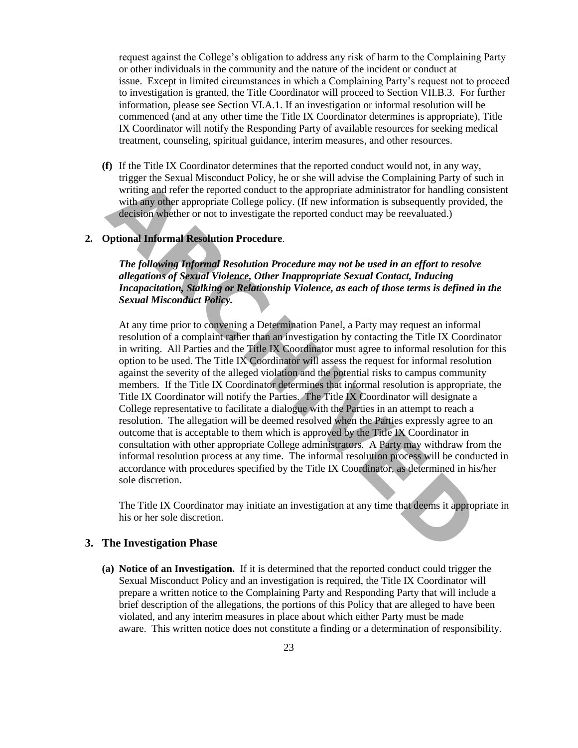request against the College's obligation to address any risk of harm to the Complaining Party or other individuals in the community and the nature of the incident or conduct at issue. Except in limited circumstances in which a Complaining Party's request not to proceed to investigation is granted, the Title Coordinator will proceed to Section VII.B.3. For further information, please see Section VI.A.1. If an investigation or informal resolution will be commenced (and at any other time the Title IX Coordinator determines is appropriate), Title IX Coordinator will notify the Responding Party of available resources for seeking medical treatment, counseling, spiritual guidance, interim measures, and other resources.

**(f)** If the Title IX Coordinator determines that the reported conduct would not, in any way, trigger the Sexual Misconduct Policy, he or she will advise the Complaining Party of such in writing and refer the reported conduct to the appropriate administrator for handling consistent with any other appropriate College policy. (If new information is subsequently provided, the decision whether or not to investigate the reported conduct may be reevaluated.)

**2. Optional Informal Resolution Procedure**.

***The following Informal Resolution Procedure may not be used in an effort to resolve allegations of Sexual Violence, Other Inappropriate Sexual Contact, Inducing Incapacitation, Stalking or Relationship Violence, as each of those terms is defined in the Sexual Misconduct Policy.***

At any time prior to convening a Determination Panel, a Party may request an informal resolution of a complaint rather than an investigation by contacting the Title IX Coordinator in writing. All Parties and the Title IX Coordinator must agree to informal resolution for this option to be used. The Title IX Coordinator will assess the request for informal resolution against the severity of the alleged violation and the potential risks to campus community members. If the Title IX Coordinator determines that informal resolution is appropriate, the Title IX Coordinator will notify the Parties. The Title IX Coordinator will designate a College representative to facilitate a dialogue with the Parties in an attempt to reach a resolution. The allegation will be deemed resolved when the Parties expressly agree to an outcome that is acceptable to them which is approved by the Title IX Coordinator in consultation with other appropriate College administrators. A Party may withdraw from the informal resolution process at any time. The informal resolution process will be conducted in accordance with procedures specified by the Title IX Coordinator, as determined in his/her sole discretion.

The Title IX Coordinator may initiate an investigation at any time that deems it appropriate in his or her sole discretion.

### 3. The Investigation Phase

**(a) Notice of an Investigation.** If it is determined that the reported conduct could trigger the Sexual Misconduct Policy and an investigation is required, the Title IX Coordinator will prepare a written notice to the Complaining Party and Responding Party that will include a brief description of the allegations, the portions of this Policy that are alleged to have been violated, and any interim measures in place about which either Party must be made aware. This written notice does not constitute a finding or a determination of responsibility.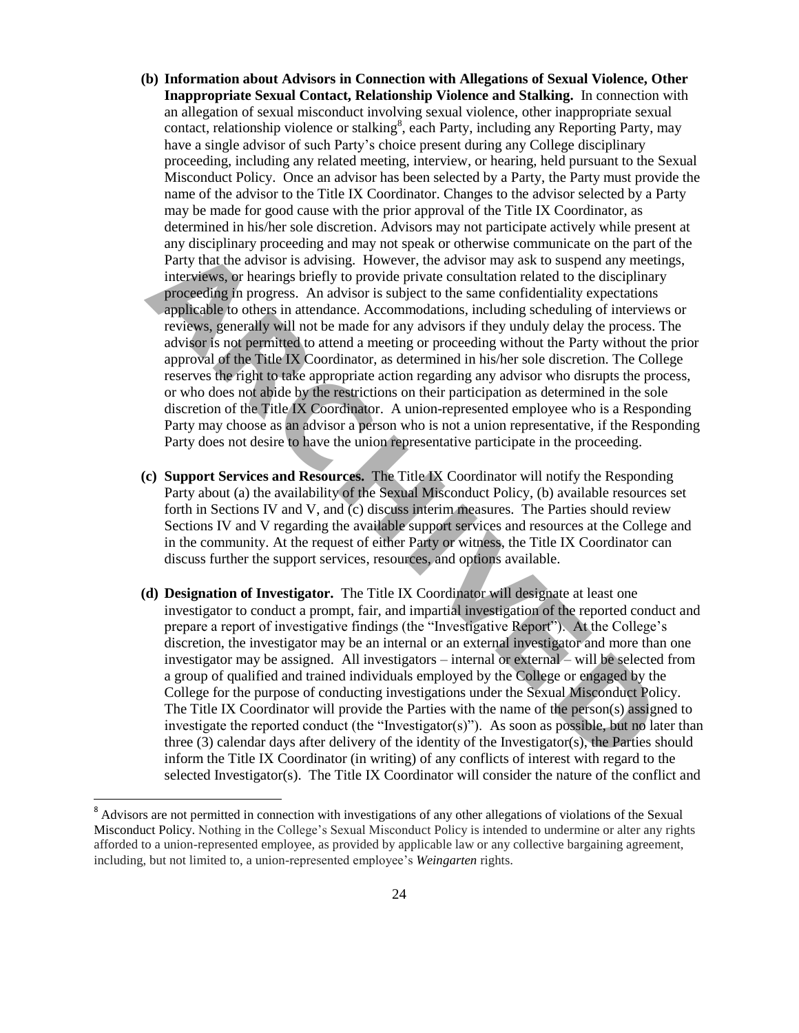**(b) Information about Advisors in Connection with Allegations of Sexual Violence, Other Inappropriate Sexual Contact, Relationship Violence and Stalking.** In connection with an allegation of sexual misconduct involving sexual violence, other inappropriate sexual contact, relationship violence or stalking[8], each Party, including any Reporting Party, may have a single advisor of such Party's choice present during any College disciplinary proceeding, including any related meeting, interview, or hearing, held pursuant to the Sexual Misconduct Policy. Once an advisor has been selected by a Party, the Party must provide the name of the advisor to the Title IX Coordinator. Changes to the advisor selected by a Party may be made for good cause with the prior approval of the Title IX Coordinator, as determined in his/her sole discretion. Advisors may not participate actively while present at any disciplinary proceeding and may not speak or otherwise communicate on the part of the Party that the advisor is advising. However, the advisor may ask to suspend any meetings, interviews, or hearings briefly to provide private consultation related to the disciplinary proceeding in progress. An advisor is subject to the same confidentiality expectations applicable to others in attendance. Accommodations, including scheduling of interviews or reviews, generally will not be made for any advisors if they unduly delay the process. The advisor is not permitted to attend a meeting or proceeding without the Party without the prior approval of the Title IX Coordinator, as determined in his/her sole discretion. The College reserves the right to take appropriate action regarding any advisor who disrupts the process, or who does not abide by the restrictions on their participation as determined in the sole discretion of the Title IX Coordinator. A union-represented employee who is a Responding Party may choose as an advisor a person who is not a union representative, if the Responding Party does not desire to have the union representative participate in the proceeding.

**(c) Support Services and Resources.** The Title IX Coordinator will notify the Responding Party about (a) the availability of the Sexual Misconduct Policy, (b) available resources set forth in Sections IV and V, and (c) discuss interim measures. The Parties should review Sections IV and V regarding the available support services and resources at the College and in the community. At the request of either Party or witness, the Title IX Coordinator can discuss further the support services, resources, and options available.

**(d) Designation of Investigator.** The Title IX Coordinator will designate at least one investigator to conduct a prompt, fair, and impartial investigation of the reported conduct and prepare a report of investigative findings (the "Investigative Report"). At the College's discretion, the investigator may be an internal or an external investigator and more than one investigator may be assigned. All investigators – internal or external – will be selected from a group of qualified and trained individuals employed by the College or engaged by the College for the purpose of conducting investigations under the Sexual Misconduct Policy. The Title IX Coordinator will provide the Parties with the name of the person(s) assigned to investigate the reported conduct (the "Investigator(s)"). As soon as possible, but no later than three (3) calendar days after delivery of the identity of the Investigator(s), the Parties should inform the Title IX Coordinator (in writing) of any conflicts of interest with regard to the selected Investigator(s). The Title IX Coordinator will consider the nature of the conflict and

---

[8] Advisors are not permitted in connection with investigations of any other allegations of violations of the Sexual Misconduct Policy. Nothing in the College's Sexual Misconduct Policy is intended to undermine or alter any rights afforded to a union-represented employee, as provided by applicable law or any collective bargaining agreement, including, but not limited to, a union-represented employee's *Weingarten* rights.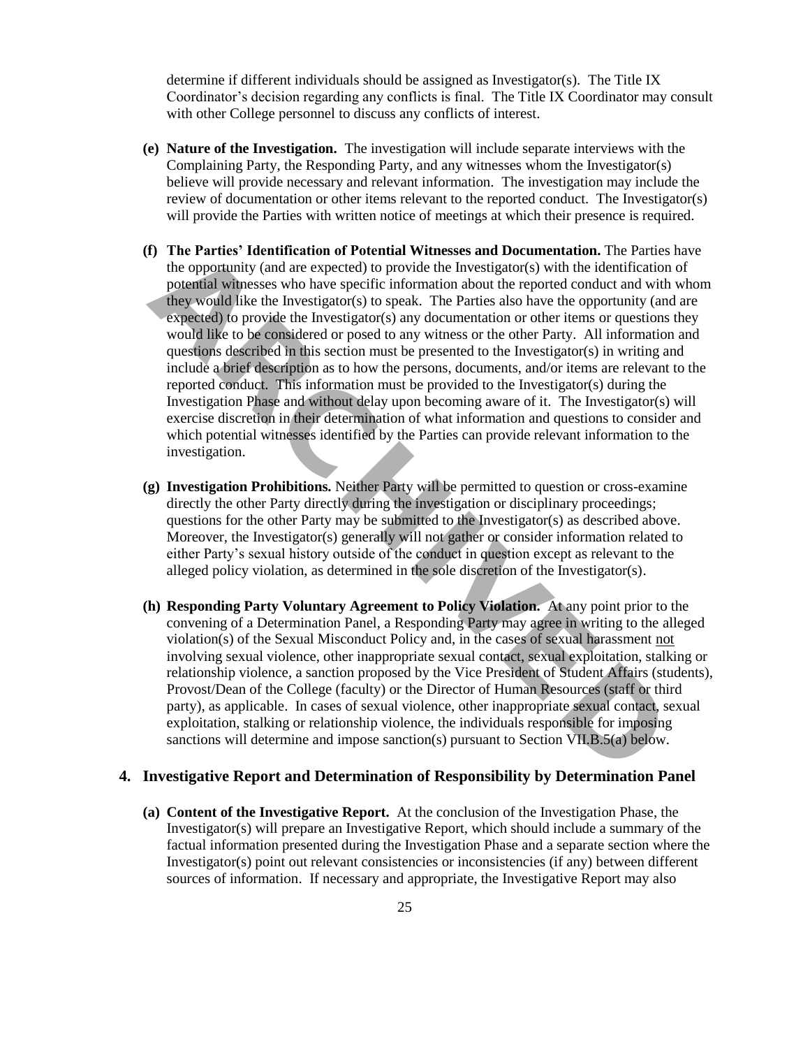determine if different individuals should be assigned as Investigator(s). The Title IX Coordinator's decision regarding any conflicts is final. The Title IX Coordinator may consult with other College personnel to discuss any conflicts of interest.

**(e) Nature of the Investigation.** The investigation will include separate interviews with the Complaining Party, the Responding Party, and any witnesses whom the Investigator(s) believe will provide necessary and relevant information. The investigation may include the review of documentation or other items relevant to the reported conduct. The Investigator(s) will provide the Parties with written notice of meetings at which their presence is required.

**(f) The Parties' Identification of Potential Witnesses and Documentation.** The Parties have the opportunity (and are expected) to provide the Investigator(s) with the identification of potential witnesses who have specific information about the reported conduct and with whom they would like the Investigator(s) to speak. The Parties also have the opportunity (and are expected) to provide the Investigator(s) any documentation or other items or questions they would like to be considered or posed to any witness or the other Party. All information and questions described in this section must be presented to the Investigator(s) in writing and include a brief description as to how the persons, documents, and/or items are relevant to the reported conduct. This information must be provided to the Investigator(s) during the Investigation Phase and without delay upon becoming aware of it. The Investigator(s) will exercise discretion in their determination of what information and questions to consider and which potential witnesses identified by the Parties can provide relevant information to the investigation.

**(g) Investigation Prohibitions.** Neither Party will be permitted to question or cross-examine directly the other Party directly during the investigation or disciplinary proceedings; questions for the other Party may be submitted to the Investigator(s) as described above. Moreover, the Investigator(s) generally will not gather or consider information related to either Party's sexual history outside of the conduct in question except as relevant to the alleged policy violation, as determined in the sole discretion of the Investigator(s).

**(h) Responding Party Voluntary Agreement to Policy Violation.** At any point prior to the convening of a Determination Panel, a Responding Party may agree in writing to the alleged violation(s) of the Sexual Misconduct Policy and, in the cases of sexual harassment not involving sexual violence, other inappropriate sexual contact, sexual exploitation, stalking or relationship violence, a sanction proposed by the Vice President of Student Affairs (students), Provost/Dean of the College (faculty) or the Director of Human Resources (staff or third party), as applicable. In cases of sexual violence, other inappropriate sexual contact, sexual exploitation, stalking or relationship violence, the individuals responsible for imposing sanctions will determine and impose sanction(s) pursuant to Section VII.B.5(a) below.

### 4. Investigative Report and Determination of Responsibility by Determination Panel

**(a) Content of the Investigative Report.** At the conclusion of the Investigation Phase, the Investigator(s) will prepare an Investigative Report, which should include a summary of the factual information presented during the Investigation Phase and a separate section where the Investigator(s) point out relevant consistencies or inconsistencies (if any) between different sources of information. If necessary and appropriate, the Investigative Report may also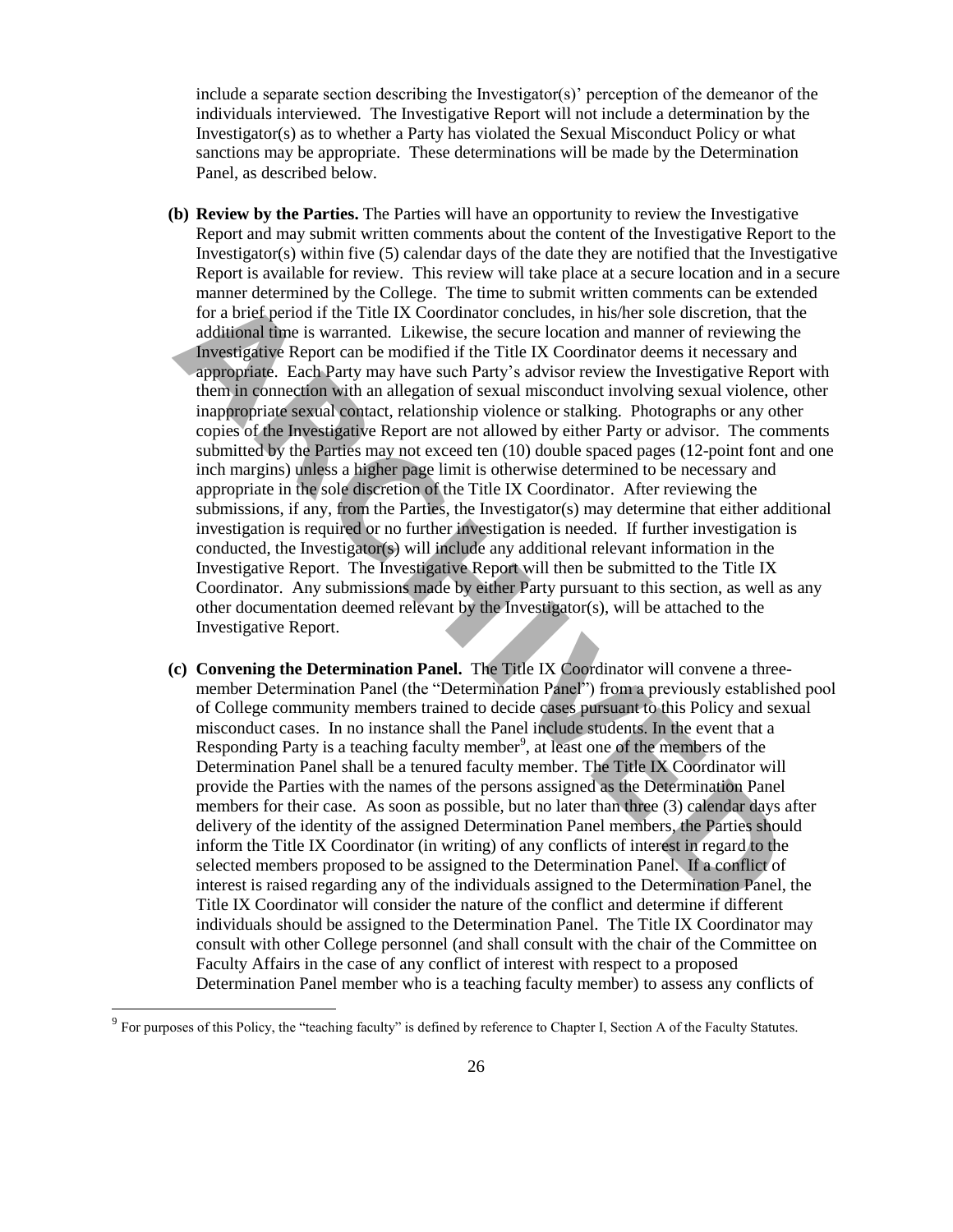include a separate section describing the Investigator(s)' perception of the demeanor of the individuals interviewed. The Investigative Report will not include a determination by the Investigator(s) as to whether a Party has violated the Sexual Misconduct Policy or what sanctions may be appropriate. These determinations will be made by the Determination Panel, as described below.

**(b) Review by the Parties.** The Parties will have an opportunity to review the Investigative Report and may submit written comments about the content of the Investigative Report to the Investigator(s) within five (5) calendar days of the date they are notified that the Investigative Report is available for review. This review will take place at a secure location and in a secure manner determined by the College. The time to submit written comments can be extended for a brief period if the Title IX Coordinator concludes, in his/her sole discretion, that the additional time is warranted. Likewise, the secure location and manner of reviewing the Investigative Report can be modified if the Title IX Coordinator deems it necessary and appropriate. Each Party may have such Party's advisor review the Investigative Report with them in connection with an allegation of sexual misconduct involving sexual violence, other inappropriate sexual contact, relationship violence or stalking. Photographs or any other copies of the Investigative Report are not allowed by either Party or advisor. The comments submitted by the Parties may not exceed ten (10) double spaced pages (12-point font and one inch margins) unless a higher page limit is otherwise determined to be necessary and appropriate in the sole discretion of the Title IX Coordinator. After reviewing the submissions, if any, from the Parties, the Investigator(s) may determine that either additional investigation is required or no further investigation is needed. If further investigation is conducted, the Investigator(s) will include any additional relevant information in the Investigative Report. The Investigative Report will then be submitted to the Title IX Coordinator. Any submissions made by either Party pursuant to this section, as well as any other documentation deemed relevant by the Investigator(s), will be attached to the Investigative Report.

**(c) Convening the Determination Panel.** The Title IX Coordinator will convene a three-member Determination Panel (the "Determination Panel") from a previously established pool of College community members trained to decide cases pursuant to this Policy and sexual misconduct cases. In no instance shall the Panel include students. In the event that a Responding Party is a teaching faculty member[9], at least one of the members of the Determination Panel shall be a tenured faculty member. The Title IX Coordinator will provide the Parties with the names of the persons assigned as the Determination Panel members for their case. As soon as possible, but no later than three (3) calendar days after delivery of the identity of the assigned Determination Panel members, the Parties should inform the Title IX Coordinator (in writing) of any conflicts of interest in regard to the selected members proposed to be assigned to the Determination Panel. If a conflict of interest is raised regarding any of the individuals assigned to the Determination Panel, the Title IX Coordinator will consider the nature of the conflict and determine if different individuals should be assigned to the Determination Panel. The Title IX Coordinator may consult with other College personnel (and shall consult with the chair of the Committee on Faculty Affairs in the case of any conflict of interest with respect to a proposed Determination Panel member who is a teaching faculty member) to assess any conflicts of

[9] For purposes of this Policy, the "teaching faculty" is defined by reference to Chapter I, Section A of the Faculty Statutes.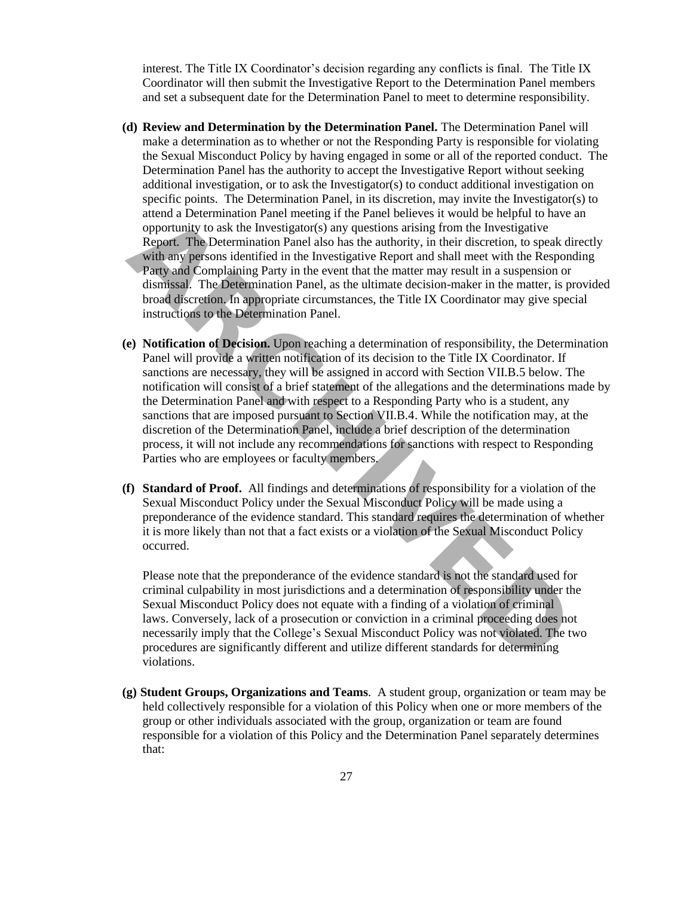interest. The Title IX Coordinator's decision regarding any conflicts is final. The Title IX Coordinator will then submit the Investigative Report to the Determination Panel members and set a subsequent date for the Determination Panel to meet to determine responsibility.

**(d) Review and Determination by the Determination Panel.** The Determination Panel will make a determination as to whether or not the Responding Party is responsible for violating the Sexual Misconduct Policy by having engaged in some or all of the reported conduct. The Determination Panel has the authority to accept the Investigative Report without seeking additional investigation, or to ask the Investigator(s) to conduct additional investigation on specific points. The Determination Panel, in its discretion, may invite the Investigator(s) to attend a Determination Panel meeting if the Panel believes it would be helpful to have an opportunity to ask the Investigator(s) any questions arising from the Investigative Report. The Determination Panel also has the authority, in their discretion, to speak directly with any persons identified in the Investigative Report and shall meet with the Responding Party and Complaining Party in the event that the matter may result in a suspension or dismissal. The Determination Panel, as the ultimate decision-maker in the matter, is provided broad discretion. In appropriate circumstances, the Title IX Coordinator may give special instructions to the Determination Panel.

**(e) Notification of Decision.** Upon reaching a determination of responsibility, the Determination Panel will provide a written notification of its decision to the Title IX Coordinator. If sanctions are necessary, they will be assigned in accord with Section VII.B.5 below. The notification will consist of a brief statement of the allegations and the determinations made by the Determination Panel and with respect to a Responding Party who is a student, any sanctions that are imposed pursuant to Section VII.B.4. While the notification may, at the discretion of the Determination Panel, include a brief description of the determination process, it will not include any recommendations for sanctions with respect to Responding Parties who are employees or faculty members.

**(f) Standard of Proof.** All findings and determinations of responsibility for a violation of the Sexual Misconduct Policy under the Sexual Misconduct Policy will be made using a preponderance of the evidence standard. This standard requires the determination of whether it is more likely than not that a fact exists or a violation of the Sexual Misconduct Policy occurred.

Please note that the preponderance of the evidence standard is not the standard used for criminal culpability in most jurisdictions and a determination of responsibility under the Sexual Misconduct Policy does not equate with a finding of a violation of criminal laws. Conversely, lack of a prosecution or conviction in a criminal proceeding does not necessarily imply that the College's Sexual Misconduct Policy was not violated. The two procedures are significantly different and utilize different standards for determining violations.

**(g) Student Groups, Organizations and Teams**. A student group, organization or team may be held collectively responsible for a violation of this Policy when one or more members of the group or other individuals associated with the group, organization or team are found responsible for a violation of this Policy and the Determination Panel separately determines that: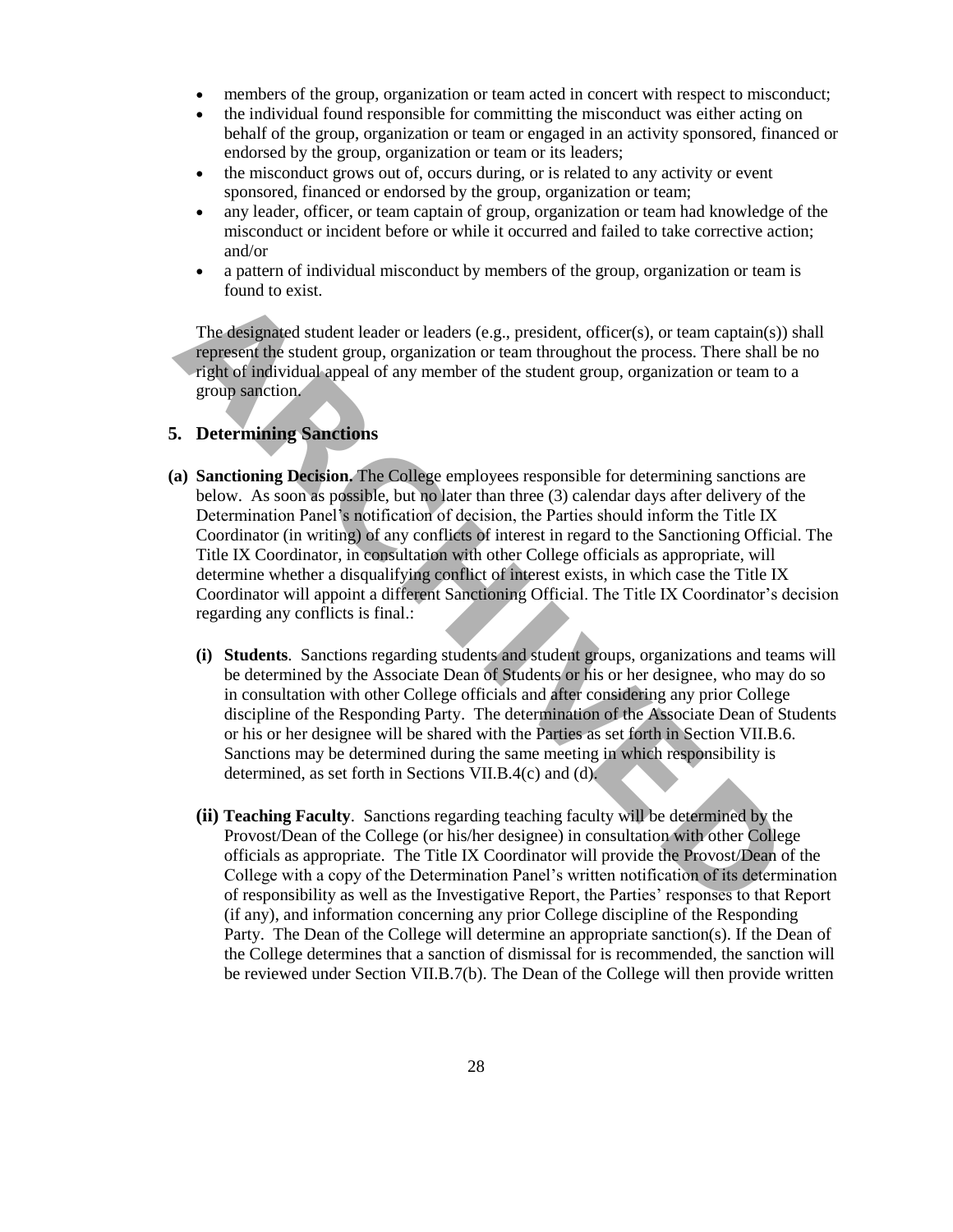- members of the group, organization or team acted in concert with respect to misconduct;
- the individual found responsible for committing the misconduct was either acting on behalf of the group, organization or team or engaged in an activity sponsored, financed or endorsed by the group, organization or team or its leaders;
- the misconduct grows out of, occurs during, or is related to any activity or event sponsored, financed or endorsed by the group, organization or team;
- any leader, officer, or team captain of group, organization or team had knowledge of the misconduct or incident before or while it occurred and failed to take corrective action; and/or
- a pattern of individual misconduct by members of the group, organization or team is found to exist.

The designated student leader or leaders (e.g., president, officer(s), or team captain(s)) shall represent the student group, organization or team throughout the process. There shall be no right of individual appeal of any member of the student group, organization or team to a group sanction.

## 5. Determining Sanctions

**(a) Sanctioning Decision.** The College employees responsible for determining sanctions are below. As soon as possible, but no later than three (3) calendar days after delivery of the Determination Panel's notification of decision, the Parties should inform the Title IX Coordinator (in writing) of any conflicts of interest in regard to the Sanctioning Official. The Title IX Coordinator, in consultation with other College officials as appropriate, will determine whether a disqualifying conflict of interest exists, in which case the Title IX Coordinator will appoint a different Sanctioning Official. The Title IX Coordinator's decision regarding any conflicts is final.:

**(i) Students**. Sanctions regarding students and student groups, organizations and teams will be determined by the Associate Dean of Students or his or her designee, who may do so in consultation with other College officials and after considering any prior College discipline of the Responding Party. The determination of the Associate Dean of Students or his or her designee will be shared with the Parties as set forth in Section VII.B.6. Sanctions may be determined during the same meeting in which responsibility is determined, as set forth in Sections VII.B.4(c) and (d).

**(ii) Teaching Faculty**. Sanctions regarding teaching faculty will be determined by the Provost/Dean of the College (or his/her designee) in consultation with other College officials as appropriate. The Title IX Coordinator will provide the Provost/Dean of the College with a copy of the Determination Panel's written notification of its determination of responsibility as well as the Investigative Report, the Parties' responses to that Report (if any), and information concerning any prior College discipline of the Responding Party. The Dean of the College will determine an appropriate sanction(s). If the Dean of the College determines that a sanction of dismissal for is recommended, the sanction will be reviewed under Section VII.B.7(b). The Dean of the College will then provide written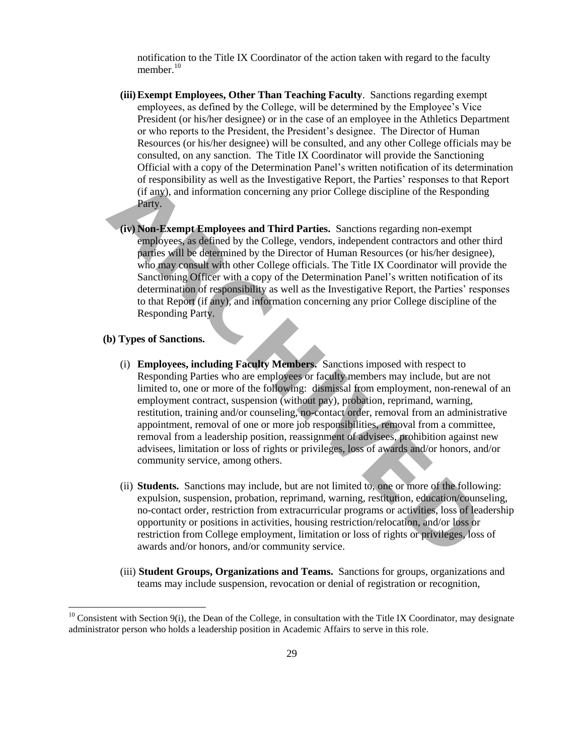notification to the Title IX Coordinator of the action taken with regard to the faculty member.[10]

**(iii) Exempt Employees, Other Than Teaching Faculty**. Sanctions regarding exempt employees, as defined by the College, will be determined by the Employee's Vice President (or his/her designee) or in the case of an employee in the Athletics Department or who reports to the President, the President's designee. The Director of Human Resources (or his/her designee) will be consulted, and any other College officials may be consulted, on any sanction. The Title IX Coordinator will provide the Sanctioning Official with a copy of the Determination Panel's written notification of its determination of responsibility as well as the Investigative Report, the Parties' responses to that Report (if any), and information concerning any prior College discipline of the Responding Party.

**(iv) Non-Exempt Employees and Third Parties.** Sanctions regarding non-exempt employees, as defined by the College, vendors, independent contractors and other third parties will be determined by the Director of Human Resources (or his/her designee), who may consult with other College officials. The Title IX Coordinator will provide the Sanctioning Officer with a copy of the Determination Panel's written notification of its determination of responsibility as well as the Investigative Report, the Parties' responses to that Report (if any), and information concerning any prior College discipline of the Responding Party.

**(b) Types of Sanctions.**

(i) **Employees, including Faculty Members.** Sanctions imposed with respect to Responding Parties who are employees or faculty members may include, but are not limited to, one or more of the following: dismissal from employment, non-renewal of an employment contract, suspension (without pay), probation, reprimand, warning, restitution, training and/or counseling, no-contact order, removal from an administrative appointment, removal of one or more job responsibilities, removal from a committee, removal from a leadership position, reassignment of advisees, prohibition against new advisees, limitation or loss of rights or privileges, loss of awards and/or honors, and/or community service, among others.

(ii) **Students.** Sanctions may include, but are not limited to, one or more of the following: expulsion, suspension, probation, reprimand, warning, restitution, education/counseling, no-contact order, restriction from extracurricular programs or activities, loss of leadership opportunity or positions in activities, housing restriction/relocation, and/or loss or restriction from College employment, limitation or loss of rights or privileges, loss of awards and/or honors, and/or community service.

(iii) **Student Groups, Organizations and Teams.** Sanctions for groups, organizations and teams may include suspension, revocation or denial of registration or recognition,

---

[10] Consistent with Section 9(i), the Dean of the College, in consultation with the Title IX Coordinator, may designate administrator person who holds a leadership position in Academic Affairs to serve in this role.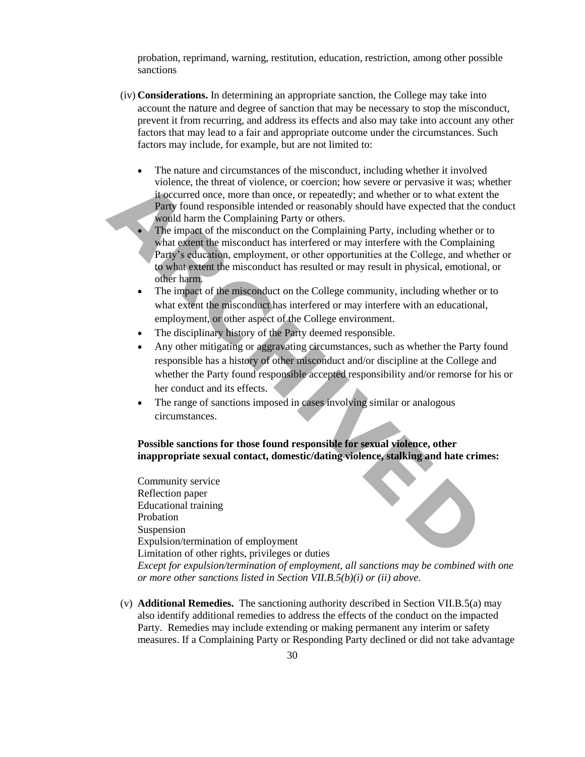probation, reprimand, warning, restitution, education, restriction, among other possible sanctions

(iv) **Considerations.** In determining an appropriate sanction, the College may take into account the nature and degree of sanction that may be necessary to stop the misconduct, prevent it from recurring, and address its effects and also may take into account any other factors that may lead to a fair and appropriate outcome under the circumstances. Such factors may include, for example, but are not limited to:

- The nature and circumstances of the misconduct, including whether it involved violence, the threat of violence, or coercion; how severe or pervasive it was; whether it occurred once, more than once, or repeatedly; and whether or to what extent the Party found responsible intended or reasonably should have expected that the conduct would harm the Complaining Party or others.
- The impact of the misconduct on the Complaining Party, including whether or to what extent the misconduct has interfered or may interfere with the Complaining Party's education, employment, or other opportunities at the College, and whether or to what extent the misconduct has resulted or may result in physical, emotional, or other harm.
- The impact of the misconduct on the College community, including whether or to what extent the misconduct has interfered or may interfere with an educational, employment, or other aspect of the College environment.
- The disciplinary history of the Party deemed responsible.
- Any other mitigating or aggravating circumstances, such as whether the Party found responsible has a history of other misconduct and/or discipline at the College and whether the Party found responsible accepted responsibility and/or remorse for his or her conduct and its effects.
- The range of sanctions imposed in cases involving similar or analogous circumstances.

**Possible sanctions for those found responsible for sexual violence, other inappropriate sexual contact, domestic/dating violence, stalking and hate crimes:**

Community service
Reflection paper
Educational training
Probation
Suspension
Expulsion/termination of employment
Limitation of other rights, privileges or duties
*Except for expulsion/termination of employment, all sanctions may be combined with one or more other sanctions listed in Section VII.B.5(b)(i) or (ii) above.*

(v) **Additional Remedies.** The sanctioning authority described in Section VII.B.5(a) may also identify additional remedies to address the effects of the conduct on the impacted Party. Remedies may include extending or making permanent any interim or safety measures. If a Complaining Party or Responding Party declined or did not take advantage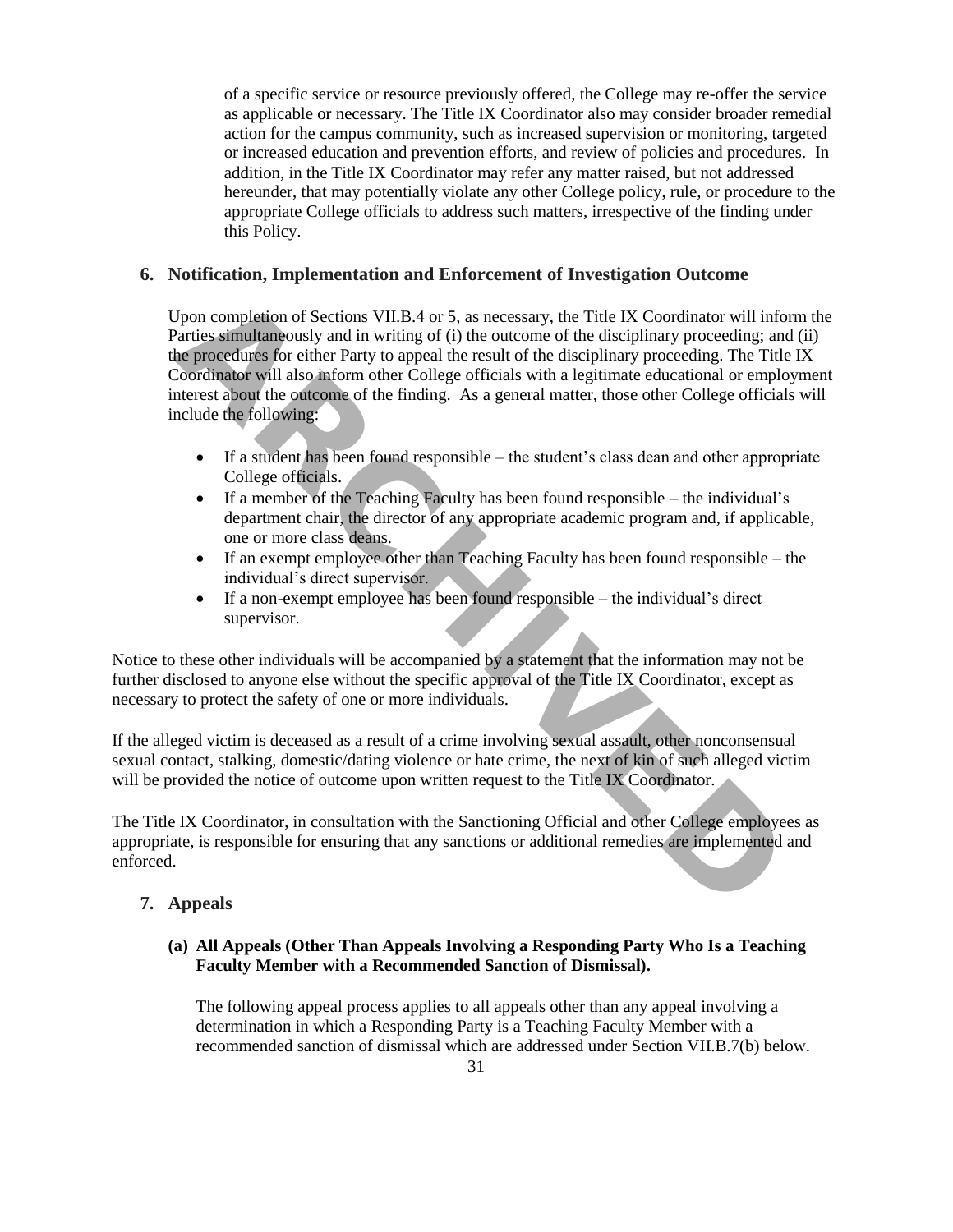of a specific service or resource previously offered, the College may re-offer the service as applicable or necessary. The Title IX Coordinator also may consider broader remedial action for the campus community, such as increased supervision or monitoring, targeted or increased education and prevention efforts, and review of policies and procedures. In addition, in the Title IX Coordinator may refer any matter raised, but not addressed hereunder, that may potentially violate any other College policy, rule, or procedure to the appropriate College officials to address such matters, irrespective of the finding under this Policy.

## 6. Notification, Implementation and Enforcement of Investigation Outcome

Upon completion of Sections VII.B.4 or 5, as necessary, the Title IX Coordinator will inform the Parties simultaneously and in writing of (i) the outcome of the disciplinary proceeding; and (ii) the procedures for either Party to appeal the result of the disciplinary proceeding. The Title IX Coordinator will also inform other College officials with a legitimate educational or employment interest about the outcome of the finding. As a general matter, those other College officials will include the following:

- If a student has been found responsible – the student's class dean and other appropriate College officials.
- If a member of the Teaching Faculty has been found responsible – the individual's department chair, the director of any appropriate academic program and, if applicable, one or more class deans.
- If an exempt employee other than Teaching Faculty has been found responsible – the individual's direct supervisor.
- If a non-exempt employee has been found responsible – the individual's direct supervisor.

Notice to these other individuals will be accompanied by a statement that the information may not be further disclosed to anyone else without the specific approval of the Title IX Coordinator, except as necessary to protect the safety of one or more individuals.

If the alleged victim is deceased as a result of a crime involving sexual assault, other nonconsensual sexual contact, stalking, domestic/dating violence or hate crime, the next of kin of such alleged victim will be provided the notice of outcome upon written request to the Title IX Coordinator.

The Title IX Coordinator, in consultation with the Sanctioning Official and other College employees as appropriate, is responsible for ensuring that any sanctions or additional remedies are implemented and enforced.

## 7. Appeals

### (a) All Appeals (Other Than Appeals Involving a Responding Party Who Is a Teaching Faculty Member with a Recommended Sanction of Dismissal).

The following appeal process applies to all appeals other than any appeal involving a determination in which a Responding Party is a Teaching Faculty Member with a recommended sanction of dismissal which are addressed under Section VII.B.7(b) below.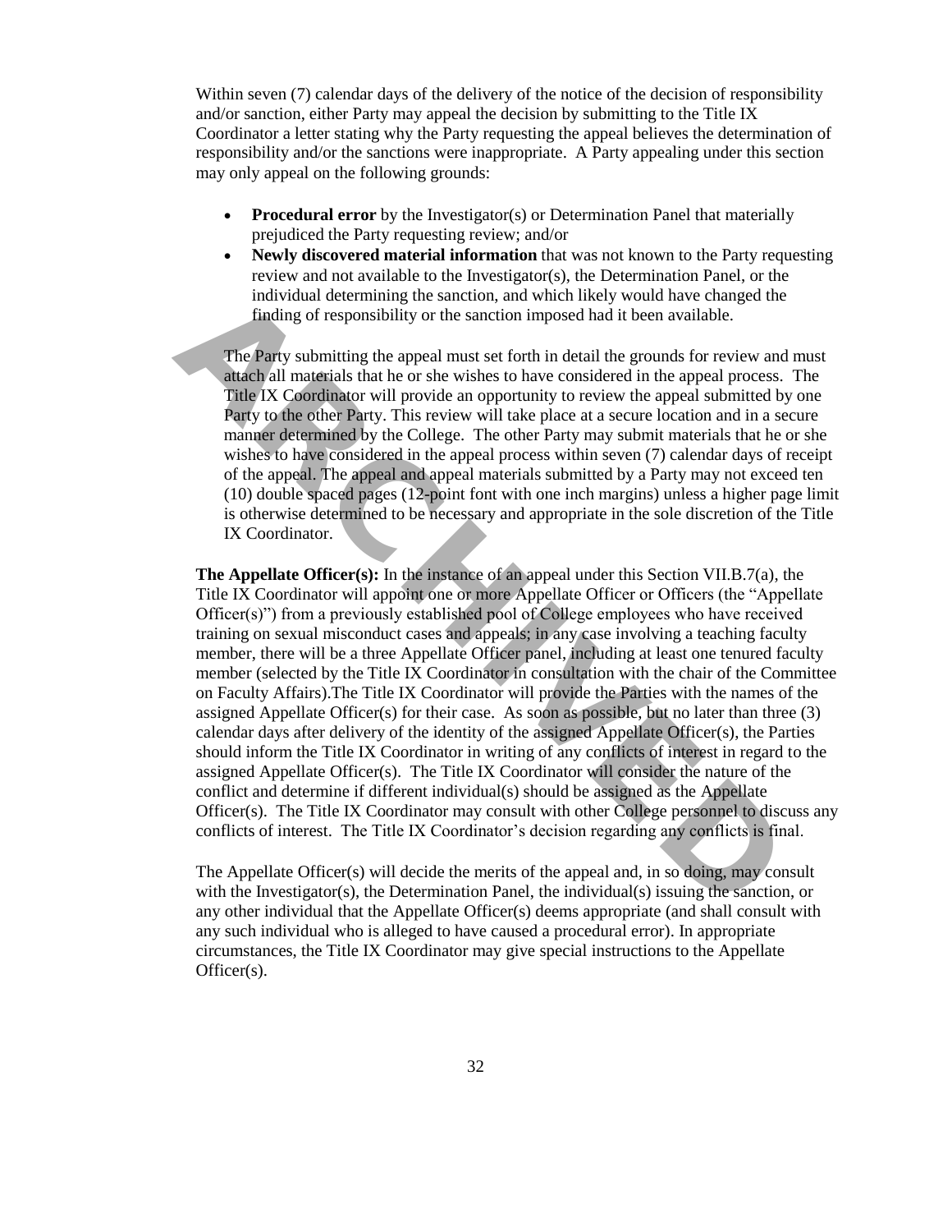Within seven (7) calendar days of the delivery of the notice of the decision of responsibility and/or sanction, either Party may appeal the decision by submitting to the Title IX Coordinator a letter stating why the Party requesting the appeal believes the determination of responsibility and/or the sanctions were inappropriate. A Party appealing under this section may only appeal on the following grounds:

- **Procedural error** by the Investigator(s) or Determination Panel that materially prejudiced the Party requesting review; and/or
- **Newly discovered material information** that was not known to the Party requesting review and not available to the Investigator(s), the Determination Panel, or the individual determining the sanction, and which likely would have changed the finding of responsibility or the sanction imposed had it been available.

The Party submitting the appeal must set forth in detail the grounds for review and must attach all materials that he or she wishes to have considered in the appeal process. The Title IX Coordinator will provide an opportunity to review the appeal submitted by one Party to the other Party. This review will take place at a secure location and in a secure manner determined by the College. The other Party may submit materials that he or she wishes to have considered in the appeal process within seven (7) calendar days of receipt of the appeal. The appeal and appeal materials submitted by a Party may not exceed ten (10) double spaced pages (12-point font with one inch margins) unless a higher page limit is otherwise determined to be necessary and appropriate in the sole discretion of the Title IX Coordinator.

**The Appellate Officer(s):** In the instance of an appeal under this Section VII.B.7(a), the Title IX Coordinator will appoint one or more Appellate Officer or Officers (the "Appellate Officer(s)") from a previously established pool of College employees who have received training on sexual misconduct cases and appeals; in any case involving a teaching faculty member, there will be a three Appellate Officer panel, including at least one tenured faculty member (selected by the Title IX Coordinator in consultation with the chair of the Committee on Faculty Affairs).The Title IX Coordinator will provide the Parties with the names of the assigned Appellate Officer(s) for their case. As soon as possible, but no later than three (3) calendar days after delivery of the identity of the assigned Appellate Officer(s), the Parties should inform the Title IX Coordinator in writing of any conflicts of interest in regard to the assigned Appellate Officer(s). The Title IX Coordinator will consider the nature of the conflict and determine if different individual(s) should be assigned as the Appellate Officer(s). The Title IX Coordinator may consult with other College personnel to discuss any conflicts of interest. The Title IX Coordinator's decision regarding any conflicts is final.

The Appellate Officer(s) will decide the merits of the appeal and, in so doing, may consult with the Investigator(s), the Determination Panel, the individual(s) issuing the sanction, or any other individual that the Appellate Officer(s) deems appropriate (and shall consult with any such individual who is alleged to have caused a procedural error). In appropriate circumstances, the Title IX Coordinator may give special instructions to the Appellate Officer(s).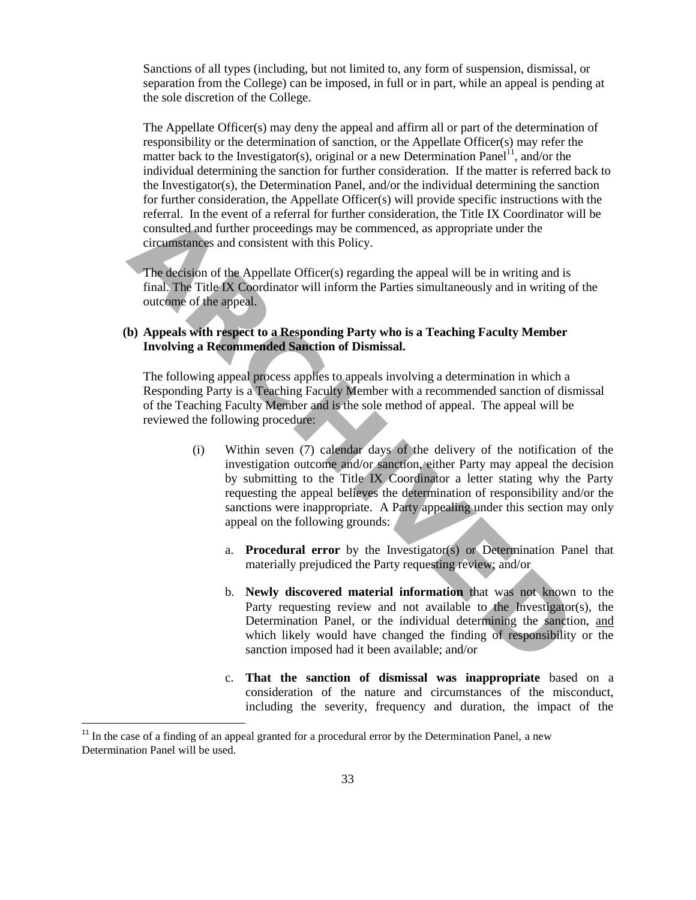Sanctions of all types (including, but not limited to, any form of suspension, dismissal, or separation from the College) can be imposed, in full or in part, while an appeal is pending at the sole discretion of the College.

The Appellate Officer(s) may deny the appeal and affirm all or part of the determination of responsibility or the determination of sanction, or the Appellate Officer(s) may refer the matter back to the Investigator(s), original or a new Determination Panel[11], and/or the individual determining the sanction for further consideration. If the matter is referred back to the Investigator(s), the Determination Panel, and/or the individual determining the sanction for further consideration, the Appellate Officer(s) will provide specific instructions with the referral. In the event of a referral for further consideration, the Title IX Coordinator will be consulted and further proceedings may be commenced, as appropriate under the circumstances and consistent with this Policy.

The decision of the Appellate Officer(s) regarding the appeal will be in writing and is final. The Title IX Coordinator will inform the Parties simultaneously and in writing of the outcome of the appeal.

**(b) Appeals with respect to a Responding Party who is a Teaching Faculty Member Involving a Recommended Sanction of Dismissal.**

The following appeal process applies to appeals involving a determination in which a Responding Party is a Teaching Faculty Member with a recommended sanction of dismissal of the Teaching Faculty Member and is the sole method of appeal. The appeal will be reviewed the following procedure:

(i) Within seven (7) calendar days of the delivery of the notification of the investigation outcome and/or sanction, either Party may appeal the decision by submitting to the Title IX Coordinator a letter stating why the Party requesting the appeal believes the determination of responsibility and/or the sanctions were inappropriate. A Party appealing under this section may only appeal on the following grounds:

a. **Procedural error** by the Investigator(s) or Determination Panel that materially prejudiced the Party requesting review; and/or

b. **Newly discovered material information** that was not known to the Party requesting review and not available to the Investigator(s), the Determination Panel, or the individual determining the sanction, <u>and</u> which likely would have changed the finding of responsibility or the sanction imposed had it been available; and/or

c. **That the sanction of dismissal was inappropriate** based on a consideration of the nature and circumstances of the misconduct, including the severity, frequency and duration, the impact of the

---

[11] In the case of a finding of an appeal granted for a procedural error by the Determination Panel, a new Determination Panel will be used.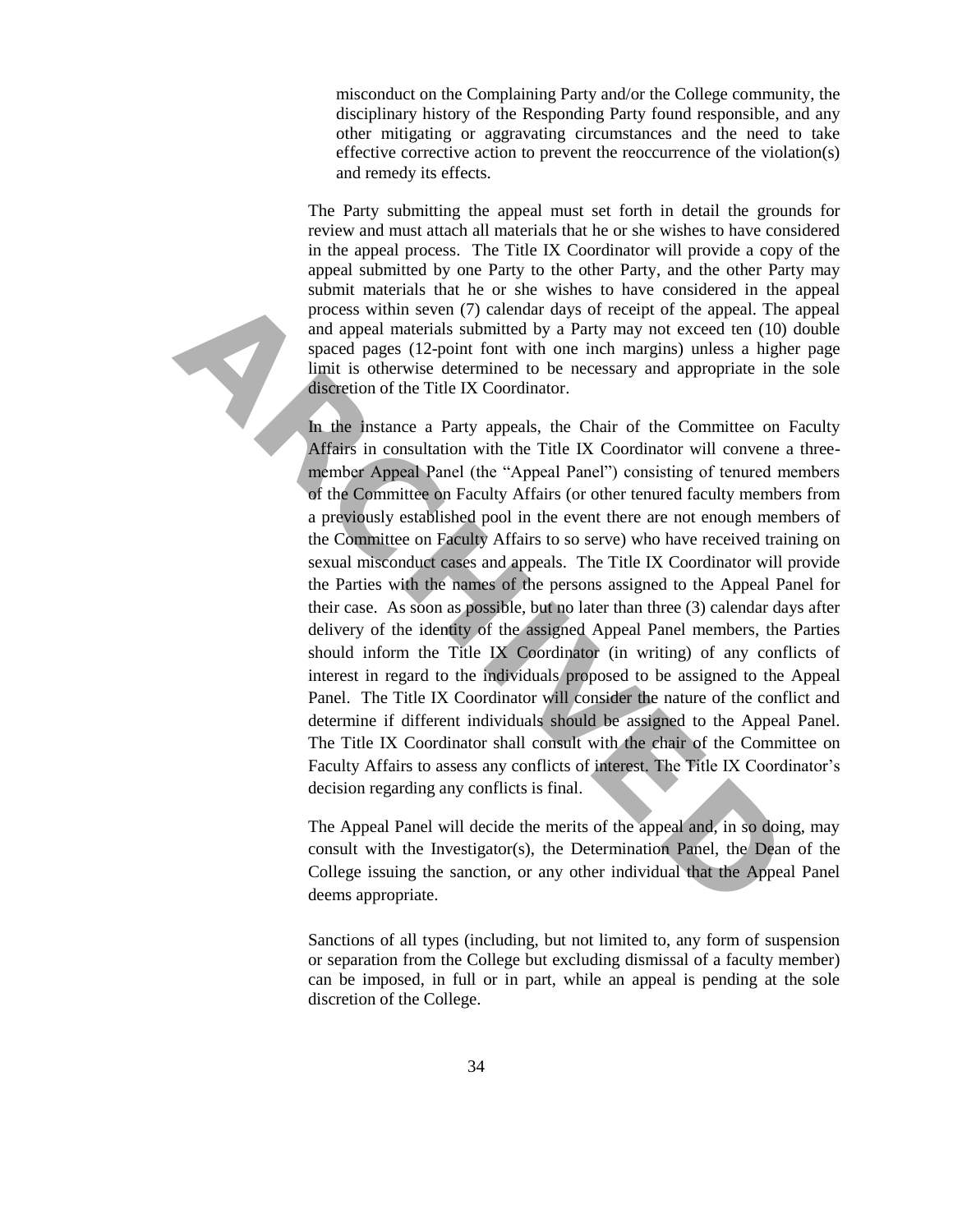misconduct on the Complaining Party and/or the College community, the disciplinary history of the Responding Party found responsible, and any other mitigating or aggravating circumstances and the need to take effective corrective action to prevent the reoccurrence of the violation(s) and remedy its effects.

The Party submitting the appeal must set forth in detail the grounds for review and must attach all materials that he or she wishes to have considered in the appeal process. The Title IX Coordinator will provide a copy of the appeal submitted by one Party to the other Party, and the other Party may submit materials that he or she wishes to have considered in the appeal process within seven (7) calendar days of receipt of the appeal. The appeal and appeal materials submitted by a Party may not exceed ten (10) double spaced pages (12-point font with one inch margins) unless a higher page limit is otherwise determined to be necessary and appropriate in the sole discretion of the Title IX Coordinator.

In the instance a Party appeals, the Chair of the Committee on Faculty Affairs in consultation with the Title IX Coordinator will convene a three-member Appeal Panel (the "Appeal Panel") consisting of tenured members of the Committee on Faculty Affairs (or other tenured faculty members from a previously established pool in the event there are not enough members of the Committee on Faculty Affairs to so serve) who have received training on sexual misconduct cases and appeals. The Title IX Coordinator will provide the Parties with the names of the persons assigned to the Appeal Panel for their case. As soon as possible, but no later than three (3) calendar days after delivery of the identity of the assigned Appeal Panel members, the Parties should inform the Title IX Coordinator (in writing) of any conflicts of interest in regard to the individuals proposed to be assigned to the Appeal Panel. The Title IX Coordinator will consider the nature of the conflict and determine if different individuals should be assigned to the Appeal Panel. The Title IX Coordinator shall consult with the chair of the Committee on Faculty Affairs to assess any conflicts of interest. The Title IX Coordinator's decision regarding any conflicts is final.

The Appeal Panel will decide the merits of the appeal and, in so doing, may consult with the Investigator(s), the Determination Panel, the Dean of the College issuing the sanction, or any other individual that the Appeal Panel deems appropriate.

Sanctions of all types (including, but not limited to, any form of suspension or separation from the College but excluding dismissal of a faculty member) can be imposed, in full or in part, while an appeal is pending at the sole discretion of the College.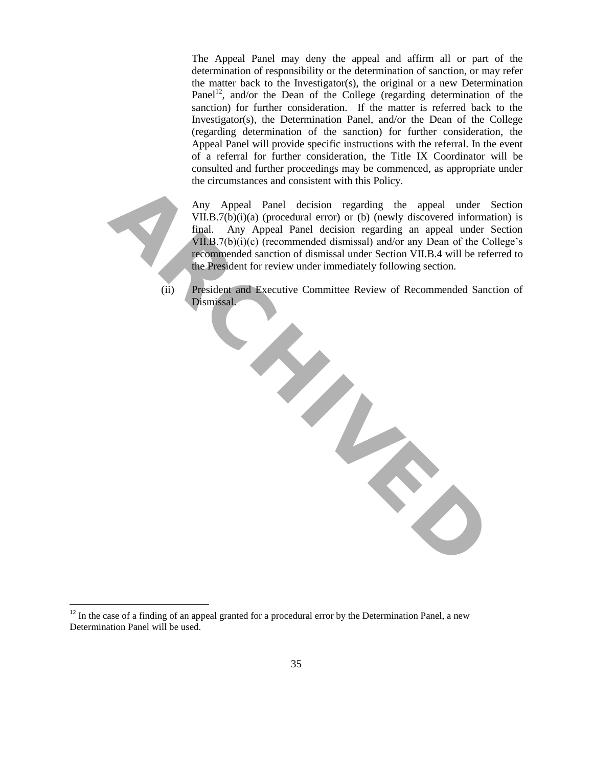The Appeal Panel may deny the appeal and affirm all or part of the determination of responsibility or the determination of sanction, or may refer the matter back to the Investigator(s), the original or a new Determination Panel[12], and/or the Dean of the College (regarding determination of the sanction) for further consideration. If the matter is referred back to the Investigator(s), the Determination Panel, and/or the Dean of the College (regarding determination of the sanction) for further consideration, the Appeal Panel will provide specific instructions with the referral. In the event of a referral for further consideration, the Title IX Coordinator will be consulted and further proceedings may be commenced, as appropriate under the circumstances and consistent with this Policy.

Any Appeal Panel decision regarding the appeal under Section VII.B.7(b)(i)(a) (procedural error) or (b) (newly discovered information) is final. Any Appeal Panel decision regarding an appeal under Section VII.B.7(b)(i)(c) (recommended dismissal) and/or any Dean of the College's recommended sanction of dismissal under Section VII.B.4 will be referred to the President for review under immediately following section.

(ii) President and Executive Committee Review of Recommended Sanction of Dismissal.

---

[12] In the case of a finding of an appeal granted for a procedural error by the Determination Panel, a new Determination Panel will be used.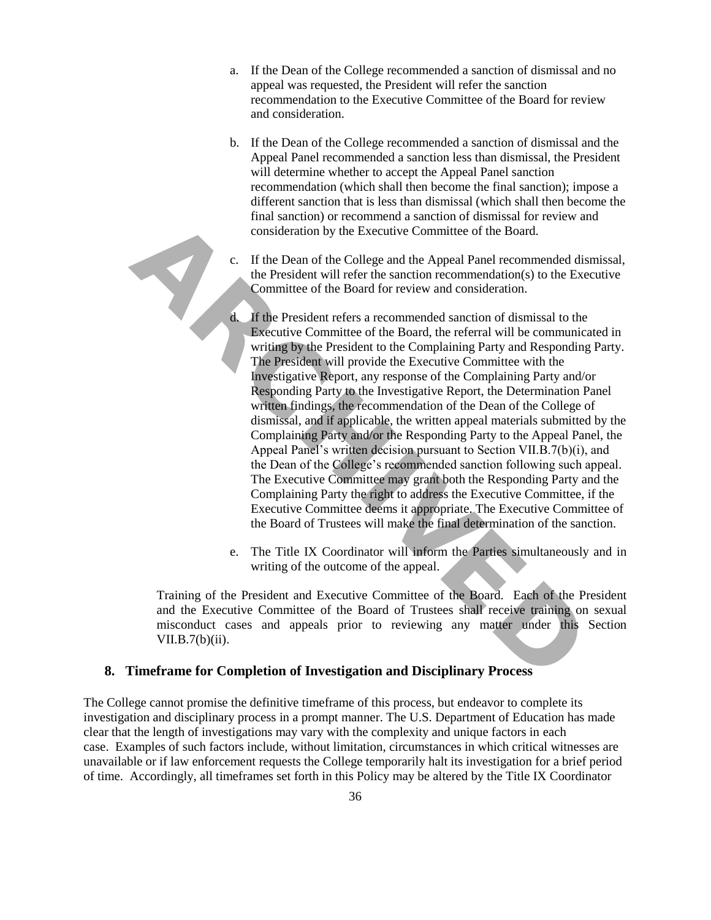a. If the Dean of the College recommended a sanction of dismissal and no appeal was requested, the President will refer the sanction recommendation to the Executive Committee of the Board for review and consideration.

b. If the Dean of the College recommended a sanction of dismissal and the Appeal Panel recommended a sanction less than dismissal, the President will determine whether to accept the Appeal Panel sanction recommendation (which shall then become the final sanction); impose a different sanction that is less than dismissal (which shall then become the final sanction) or recommend a sanction of dismissal for review and consideration by the Executive Committee of the Board.

c. If the Dean of the College and the Appeal Panel recommended dismissal, the President will refer the sanction recommendation(s) to the Executive Committee of the Board for review and consideration.

d. If the President refers a recommended sanction of dismissal to the Executive Committee of the Board, the referral will be communicated in writing by the President to the Complaining Party and Responding Party. The President will provide the Executive Committee with the Investigative Report, any response of the Complaining Party and/or Responding Party to the Investigative Report, the Determination Panel written findings, the recommendation of the Dean of the College of dismissal, and if applicable, the written appeal materials submitted by the Complaining Party and/or the Responding Party to the Appeal Panel, the Appeal Panel's written decision pursuant to Section VII.B.7(b)(i), and the Dean of the College's recommended sanction following such appeal. The Executive Committee may grant both the Responding Party and the Complaining Party the right to address the Executive Committee, if the Executive Committee deems it appropriate. The Executive Committee of the Board of Trustees will make the final determination of the sanction.

e. The Title IX Coordinator will inform the Parties simultaneously and in writing of the outcome of the appeal.

Training of the President and Executive Committee of the Board. Each of the President and the Executive Committee of the Board of Trustees shall receive training on sexual misconduct cases and appeals prior to reviewing any matter under this Section VII.B.7(b)(ii).

### 8. Timeframe for Completion of Investigation and Disciplinary Process

The College cannot promise the definitive timeframe of this process, but endeavor to complete its investigation and disciplinary process in a prompt manner. The U.S. Department of Education has made clear that the length of investigations may vary with the complexity and unique factors in each case. Examples of such factors include, without limitation, circumstances in which critical witnesses are unavailable or if law enforcement requests the College temporarily halt its investigation for a brief period of time. Accordingly, all timeframes set forth in this Policy may be altered by the Title IX Coordinator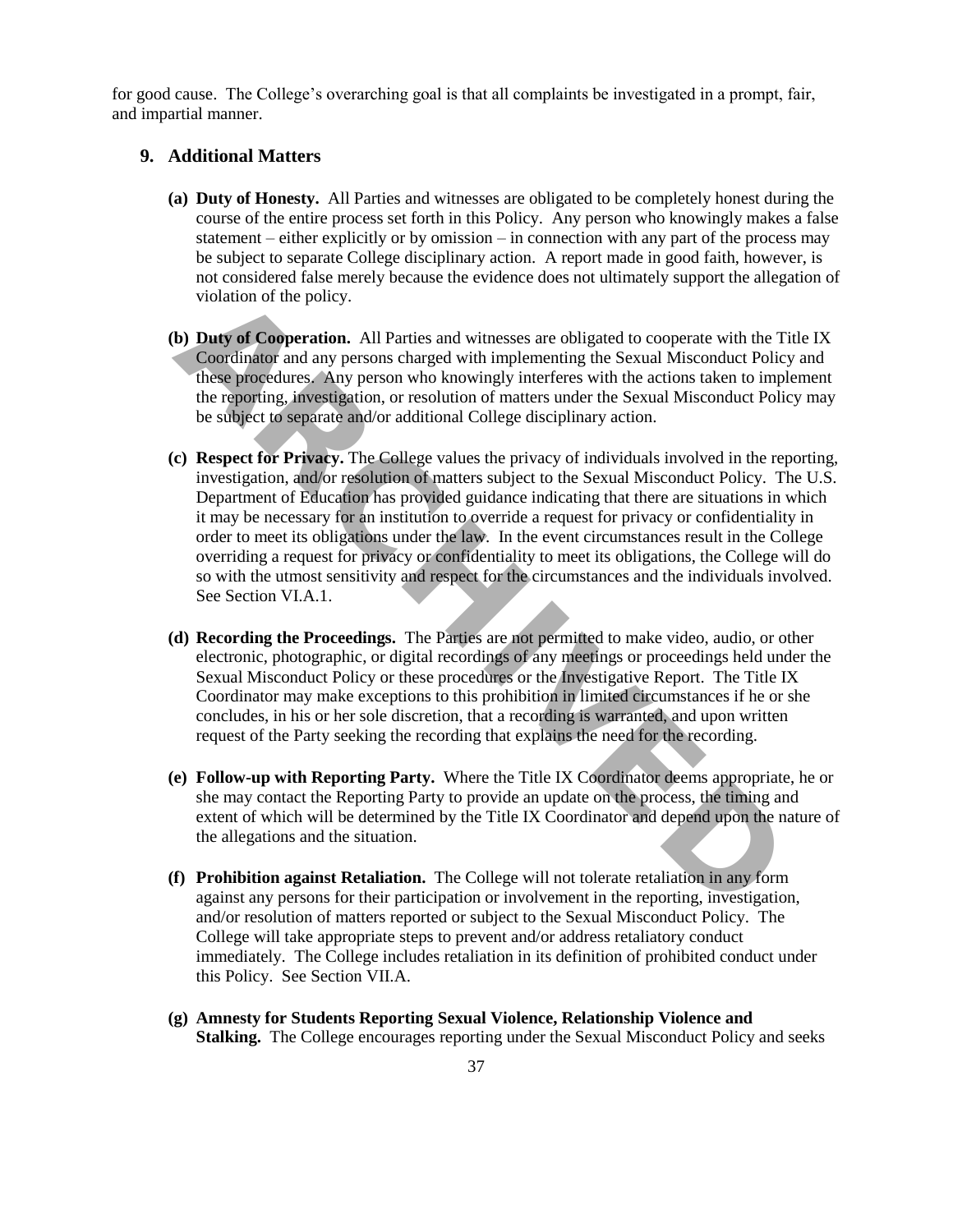for good cause. The College's overarching goal is that all complaints be investigated in a prompt, fair, and impartial manner.

## 9. Additional Matters

**(a) Duty of Honesty.** All Parties and witnesses are obligated to be completely honest during the course of the entire process set forth in this Policy. Any person who knowingly makes a false statement – either explicitly or by omission – in connection with any part of the process may be subject to separate College disciplinary action. A report made in good faith, however, is not considered false merely because the evidence does not ultimately support the allegation of violation of the policy.

**(b) Duty of Cooperation.** All Parties and witnesses are obligated to cooperate with the Title IX Coordinator and any persons charged with implementing the Sexual Misconduct Policy and these procedures. Any person who knowingly interferes with the actions taken to implement the reporting, investigation, or resolution of matters under the Sexual Misconduct Policy may be subject to separate and/or additional College disciplinary action.

**(c) Respect for Privacy.** The College values the privacy of individuals involved in the reporting, investigation, and/or resolution of matters subject to the Sexual Misconduct Policy. The U.S. Department of Education has provided guidance indicating that there are situations in which it may be necessary for an institution to override a request for privacy or confidentiality in order to meet its obligations under the law. In the event circumstances result in the College overriding a request for privacy or confidentiality to meet its obligations, the College will do so with the utmost sensitivity and respect for the circumstances and the individuals involved. See Section VI.A.1.

**(d) Recording the Proceedings.** The Parties are not permitted to make video, audio, or other electronic, photographic, or digital recordings of any meetings or proceedings held under the Sexual Misconduct Policy or these procedures or the Investigative Report. The Title IX Coordinator may make exceptions to this prohibition in limited circumstances if he or she concludes, in his or her sole discretion, that a recording is warranted, and upon written request of the Party seeking the recording that explains the need for the recording.

**(e) Follow-up with Reporting Party.** Where the Title IX Coordinator deems appropriate, he or she may contact the Reporting Party to provide an update on the process, the timing and extent of which will be determined by the Title IX Coordinator and depend upon the nature of the allegations and the situation.

**(f) Prohibition against Retaliation.** The College will not tolerate retaliation in any form against any persons for their participation or involvement in the reporting, investigation, and/or resolution of matters reported or subject to the Sexual Misconduct Policy. The College will take appropriate steps to prevent and/or address retaliatory conduct immediately. The College includes retaliation in its definition of prohibited conduct under this Policy. See Section VII.A.

**(g) Amnesty for Students Reporting Sexual Violence, Relationship Violence and Stalking.** The College encourages reporting under the Sexual Misconduct Policy and seeks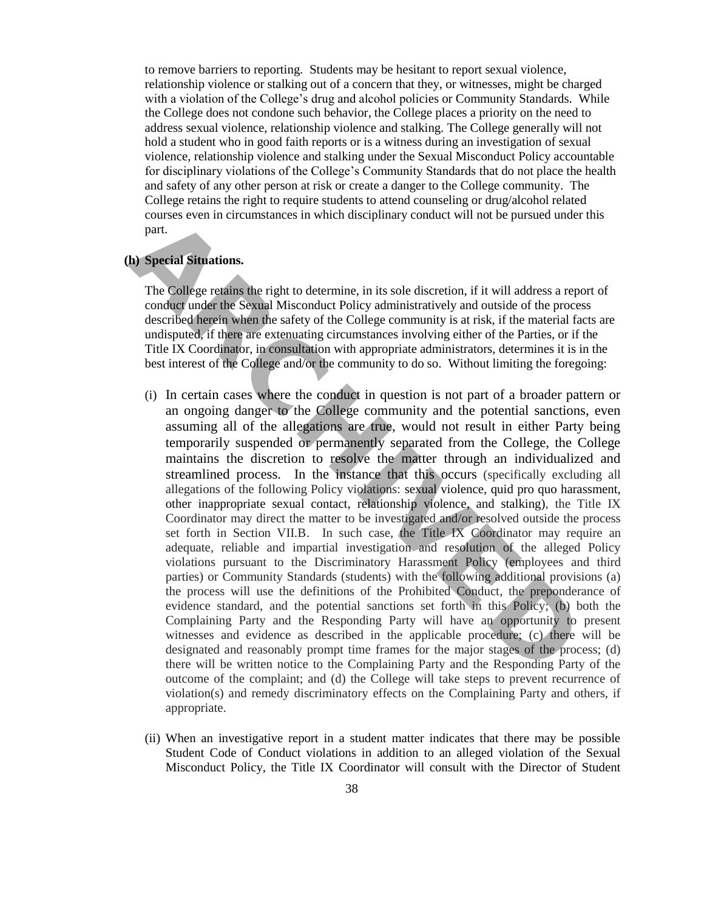to remove barriers to reporting. Students may be hesitant to report sexual violence, relationship violence or stalking out of a concern that they, or witnesses, might be charged with a violation of the College's drug and alcohol policies or Community Standards. While the College does not condone such behavior, the College places a priority on the need to address sexual violence, relationship violence and stalking. The College generally will not hold a student who in good faith reports or is a witness during an investigation of sexual violence, relationship violence and stalking under the Sexual Misconduct Policy accountable for disciplinary violations of the College's Community Standards that do not place the health and safety of any other person at risk or create a danger to the College community. The College retains the right to require students to attend counseling or drug/alcohol related courses even in circumstances in which disciplinary conduct will not be pursued under this part.

**(h) Special Situations.**

The College retains the right to determine, in its sole discretion, if it will address a report of conduct under the Sexual Misconduct Policy administratively and outside of the process described herein when the safety of the College community is at risk, if the material facts are undisputed, if there are extenuating circumstances involving either of the Parties, or if the Title IX Coordinator, in consultation with appropriate administrators, determines it is in the best interest of the College and/or the community to do so. Without limiting the foregoing:

(i) In certain cases where the conduct in question is not part of a broader pattern or an ongoing danger to the College community and the potential sanctions, even assuming all of the allegations are true, would not result in either Party being temporarily suspended or permanently separated from the College, the College maintains the discretion to resolve the matter through an individualized and streamlined process. In the instance that this occurs (specifically excluding all allegations of the following Policy violations: sexual violence, quid pro quo harassment, other inappropriate sexual contact, relationship violence, and stalking), the Title IX Coordinator may direct the matter to be investigated and/or resolved outside the process set forth in Section VII.B. In such case, the Title IX Coordinator may require an adequate, reliable and impartial investigation and resolution of the alleged Policy violations pursuant to the Discriminatory Harassment Policy (employees and third parties) or Community Standards (students) with the following additional provisions (a) the process will use the definitions of the Prohibited Conduct, the preponderance of evidence standard, and the potential sanctions set forth in this Policy; (b) both the Complaining Party and the Responding Party will have an opportunity to present witnesses and evidence as described in the applicable procedure; (c) there will be designated and reasonably prompt time frames for the major stages of the process; (d) there will be written notice to the Complaining Party and the Responding Party of the outcome of the complaint; and (d) the College will take steps to prevent recurrence of violation(s) and remedy discriminatory effects on the Complaining Party and others, if appropriate.

(ii) When an investigative report in a student matter indicates that there may be possible Student Code of Conduct violations in addition to an alleged violation of the Sexual Misconduct Policy, the Title IX Coordinator will consult with the Director of Student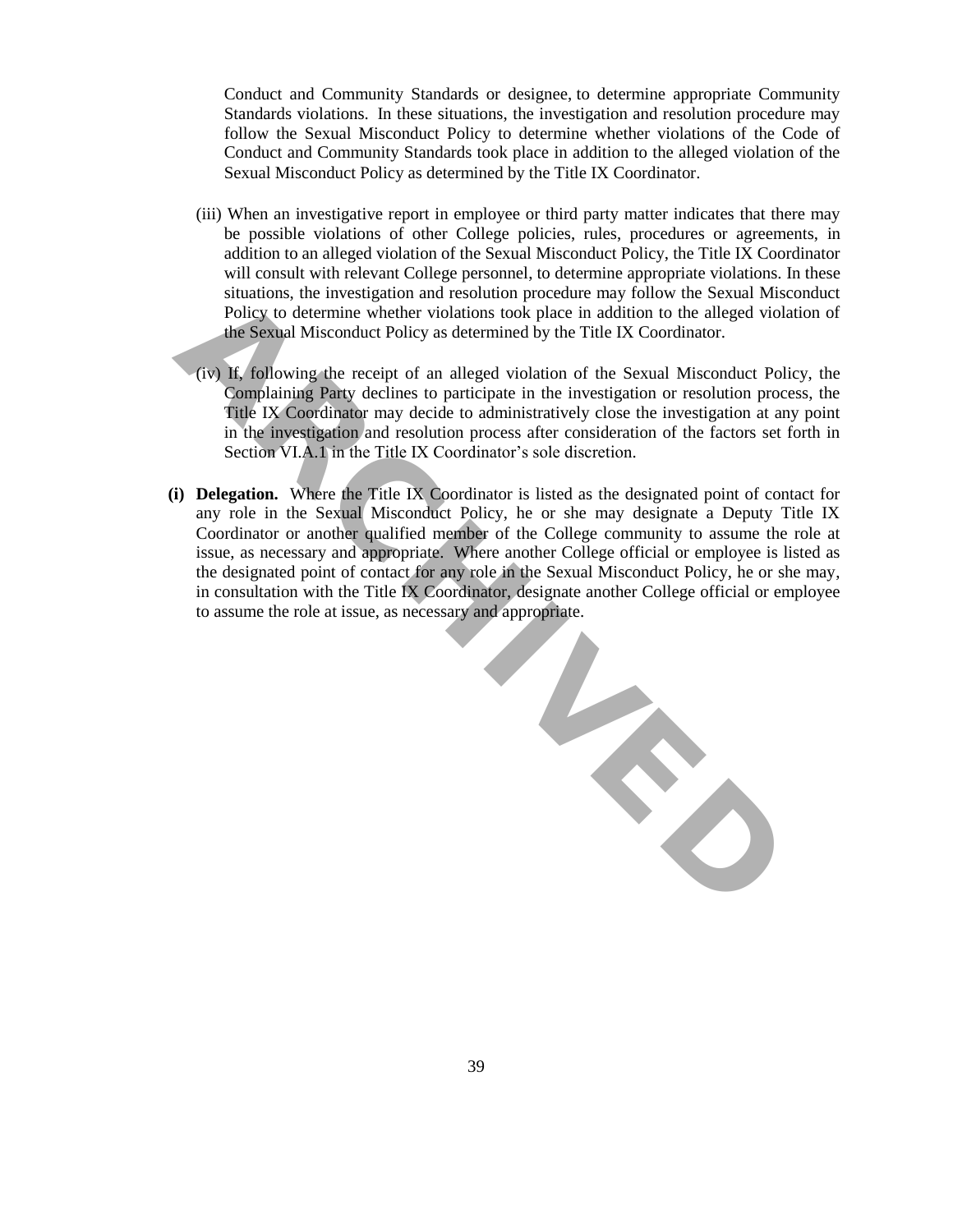Conduct and Community Standards or designee, to determine appropriate Community Standards violations. In these situations, the investigation and resolution procedure may follow the Sexual Misconduct Policy to determine whether violations of the Code of Conduct and Community Standards took place in addition to the alleged violation of the Sexual Misconduct Policy as determined by the Title IX Coordinator.

(iii) When an investigative report in employee or third party matter indicates that there may be possible violations of other College policies, rules, procedures or agreements, in addition to an alleged violation of the Sexual Misconduct Policy, the Title IX Coordinator will consult with relevant College personnel, to determine appropriate violations. In these situations, the investigation and resolution procedure may follow the Sexual Misconduct Policy to determine whether violations took place in addition to the alleged violation of the Sexual Misconduct Policy as determined by the Title IX Coordinator.

(iv) If, following the receipt of an alleged violation of the Sexual Misconduct Policy, the Complaining Party declines to participate in the investigation or resolution process, the Title IX Coordinator may decide to administratively close the investigation at any point in the investigation and resolution process after consideration of the factors set forth in Section VI.A.1 in the Title IX Coordinator's sole discretion.

**(i) Delegation.** Where the Title IX Coordinator is listed as the designated point of contact for any role in the Sexual Misconduct Policy, he or she may designate a Deputy Title IX Coordinator or another qualified member of the College community to assume the role at issue, as necessary and appropriate. Where another College official or employee is listed as the designated point of contact for any role in the Sexual Misconduct Policy, he or she may, in consultation with the Title IX Coordinator, designate another College official or employee to assume the role at issue, as necessary and appropriate.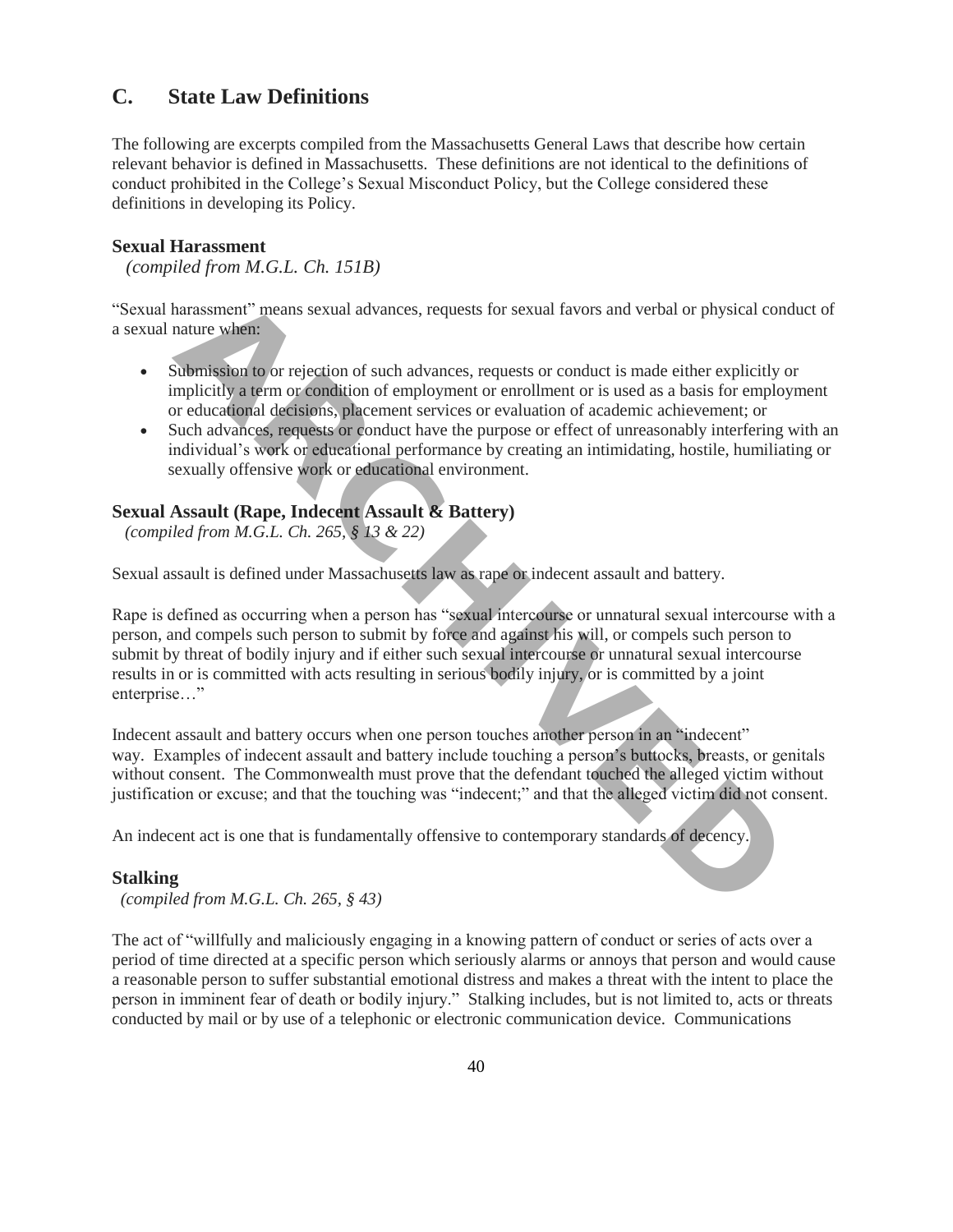## C. State Law Definitions

The following are excerpts compiled from the Massachusetts General Laws that describe how certain relevant behavior is defined in Massachusetts. These definitions are not identical to the definitions of conduct prohibited in the College's Sexual Misconduct Policy, but the College considered these definitions in developing its Policy.

### Sexual Harassment

*(compiled from M.G.L. Ch. 151B)*

"Sexual harassment" means sexual advances, requests for sexual favors and verbal or physical conduct of a sexual nature when:

- Submission to or rejection of such advances, requests or conduct is made either explicitly or implicitly a term or condition of employment or enrollment or is used as a basis for employment or educational decisions, placement services or evaluation of academic achievement; or
- Such advances, requests or conduct have the purpose or effect of unreasonably interfering with an individual's work or educational performance by creating an intimidating, hostile, humiliating or sexually offensive work or educational environment.

### Sexual Assault (Rape, Indecent Assault & Battery)

*(compiled from M.G.L. Ch. 265, § 13 & 22)*

Sexual assault is defined under Massachusetts law as rape or indecent assault and battery.

Rape is defined as occurring when a person has "sexual intercourse or unnatural sexual intercourse with a person, and compels such person to submit by force and against his will, or compels such person to submit by threat of bodily injury and if either such sexual intercourse or unnatural sexual intercourse results in or is committed with acts resulting in serious bodily injury, or is committed by a joint enterprise…"

Indecent assault and battery occurs when one person touches another person in an "indecent" way. Examples of indecent assault and battery include touching a person's buttocks, breasts, or genitals without consent. The Commonwealth must prove that the defendant touched the alleged victim without justification or excuse; and that the touching was "indecent;" and that the alleged victim did not consent.

An indecent act is one that is fundamentally offensive to contemporary standards of decency.

### Stalking

*(compiled from M.G.L. Ch. 265, § 43)*

The act of "willfully and maliciously engaging in a knowing pattern of conduct or series of acts over a period of time directed at a specific person which seriously alarms or annoys that person and would cause a reasonable person to suffer substantial emotional distress and makes a threat with the intent to place the person in imminent fear of death or bodily injury." Stalking includes, but is not limited to, acts or threats conducted by mail or by use of a telephonic or electronic communication device. Communications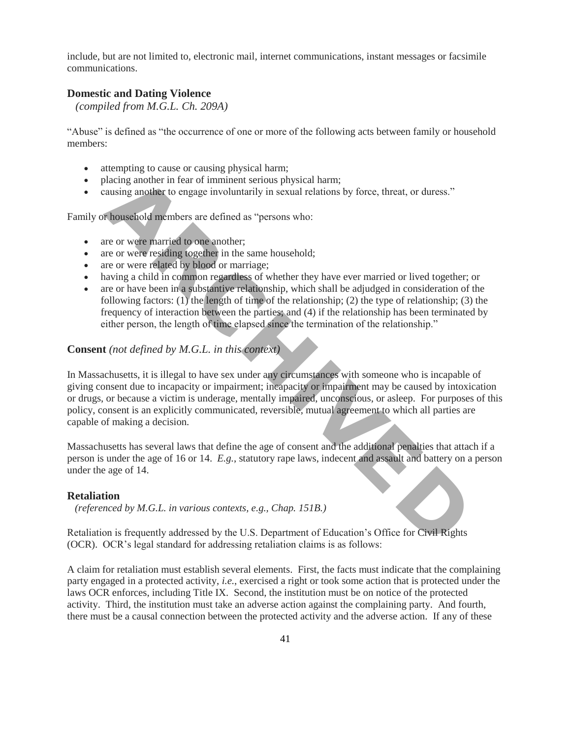include, but are not limited to, electronic mail, internet communications, instant messages or facsimile communications.

### Domestic and Dating Violence

*(compiled from M.G.L. Ch. 209A)*

"Abuse" is defined as "the occurrence of one or more of the following acts between family or household members:

- attempting to cause or causing physical harm;
- placing another in fear of imminent serious physical harm;
- causing another to engage involuntarily in sexual relations by force, threat, or duress."

Family or household members are defined as "persons who:

- are or were married to one another;
- are or were residing together in the same household;
- are or were related by blood or marriage;
- having a child in common regardless of whether they have ever married or lived together; or
- are or have been in a substantive relationship, which shall be adjudged in consideration of the following factors: (1) the length of time of the relationship; (2) the type of relationship; (3) the frequency of interaction between the parties; and (4) if the relationship has been terminated by either person, the length of time elapsed since the termination of the relationship."

### Consent *(not defined by M.G.L. in this context)*

In Massachusetts, it is illegal to have sex under any circumstances with someone who is incapable of giving consent due to incapacity or impairment; incapacity or impairment may be caused by intoxication or drugs, or because a victim is underage, mentally impaired, unconscious, or asleep. For purposes of this policy, consent is an explicitly communicated, reversible, mutual agreement to which all parties are capable of making a decision.

Massachusetts has several laws that define the age of consent and the additional penalties that attach if a person is under the age of 16 or 14. *E.g.*, statutory rape laws, indecent and assault and battery on a person under the age of 14.

### Retaliation

*(referenced by M.G.L. in various contexts, e.g., Chap. 151B.)*

Retaliation is frequently addressed by the U.S. Department of Education's Office for Civil Rights (OCR). OCR's legal standard for addressing retaliation claims is as follows:

A claim for retaliation must establish several elements. First, the facts must indicate that the complaining party engaged in a protected activity, *i.e.*, exercised a right or took some action that is protected under the laws OCR enforces, including Title IX. Second, the institution must be on notice of the protected activity. Third, the institution must take an adverse action against the complaining party. And fourth, there must be a causal connection between the protected activity and the adverse action. If any of these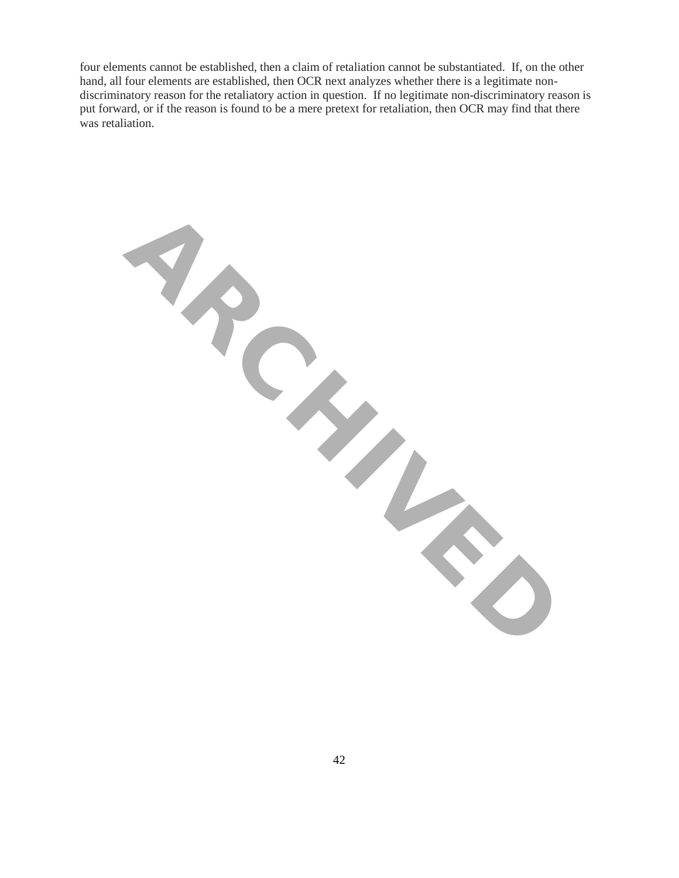four elements cannot be established, then a claim of retaliation cannot be substantiated. If, on the other hand, all four elements are established, then OCR next analyzes whether there is a legitimate non-discriminatory reason for the retaliatory action in question. If no legitimate non-discriminatory reason is put forward, or if the reason is found to be a mere pretext for retaliation, then OCR may find that there was retaliation.

ARCHIVED